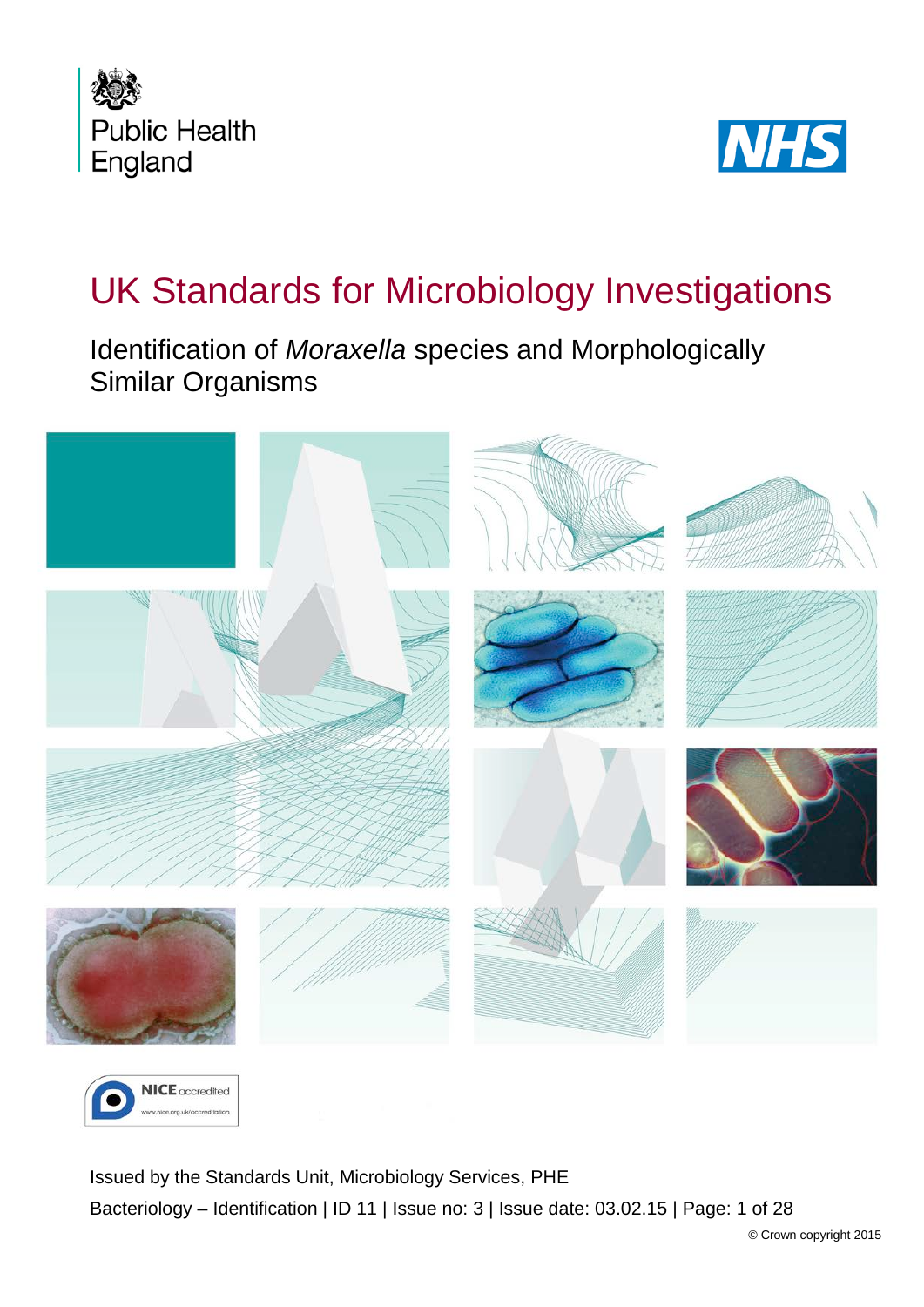Public Health England

NHS

# UK Standards for Microbiology Investigations

## Identification of *Moraxella* species and Morphologically Similar Organisms

NICE accredited
www.nice.org.uk/accreditation

Issued by the Standards Unit, Microbiology Services, PHE

Bacteriology – Identification | ID 11 | Issue no: 3 | Issue date: 03.02.15 | Page: 1 of 28

© Crown copyright 2015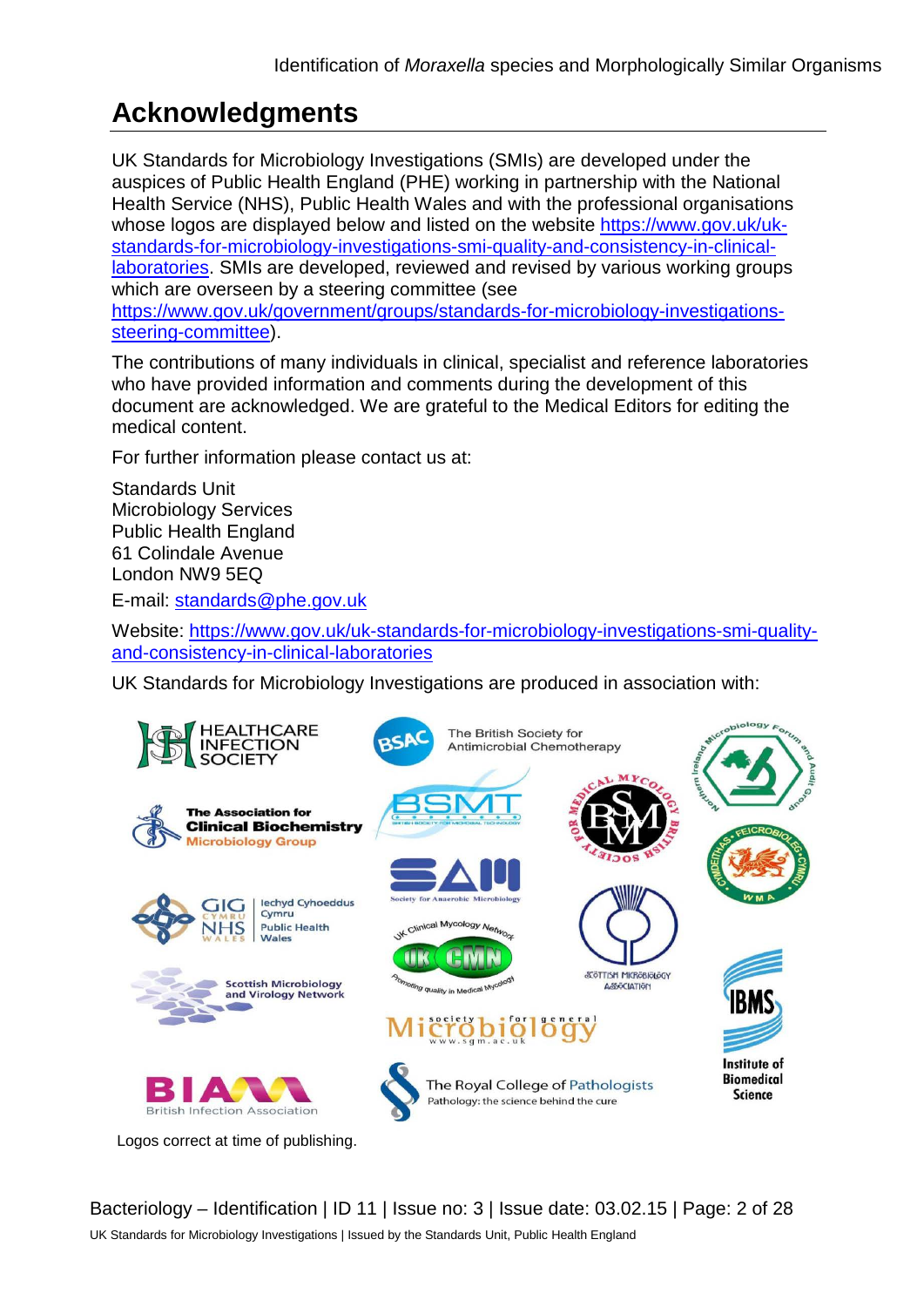# Acknowledgments

UK Standards for Microbiology Investigations (SMIs) are developed under the auspices of Public Health England (PHE) working in partnership with the National Health Service (NHS), Public Health Wales and with the professional organisations whose logos are displayed below and listed on the website https://www.gov.uk/uk-standards-for-microbiology-investigations-smi-quality-and-consistency-in-clinical-laboratories. SMIs are developed, reviewed and revised by various working groups which are overseen by a steering committee (see https://www.gov.uk/government/groups/standards-for-microbiology-investigations-steering-committee).

The contributions of many individuals in clinical, specialist and reference laboratories who have provided information and comments during the development of this document are acknowledged. We are grateful to the Medical Editors for editing the medical content.

For further information please contact us at:

Standards Unit
Microbiology Services
Public Health England
61 Colindale Avenue
London NW9 5EQ

E-mail: standards@phe.gov.uk

Website: https://www.gov.uk/uk-standards-for-microbiology-investigations-smi-quality-and-consistency-in-clinical-laboratories

UK Standards for Microbiology Investigations are produced in association with:

Logos correct at time of publishing.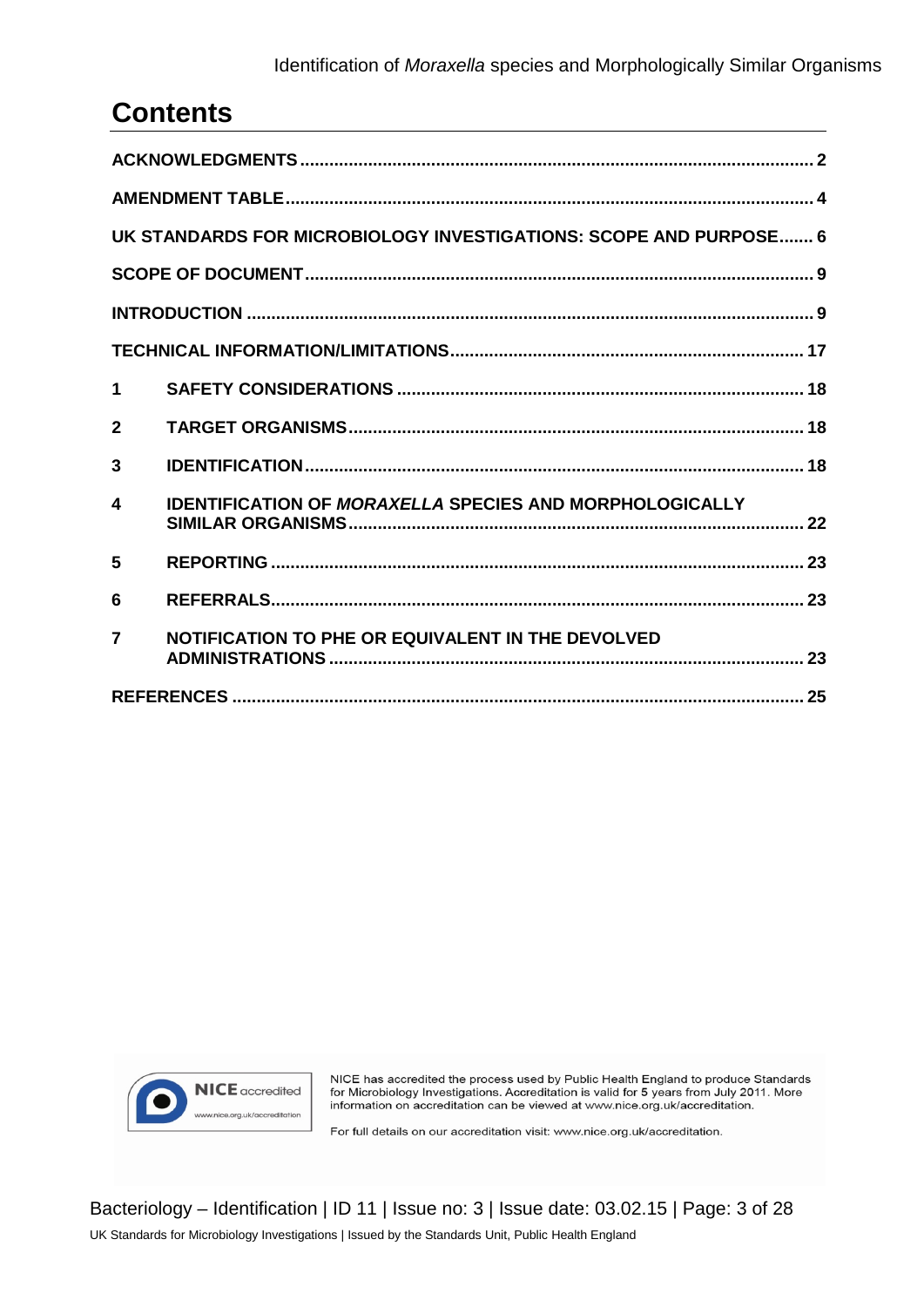## Contents

ACKNOWLEDGMENTS ....... 2

AMENDMENT TABLE ....... 4

UK STANDARDS FOR MICROBIOLOGY INVESTIGATIONS: SCOPE AND PURPOSE ....... 6

SCOPE OF DOCUMENT ....... 9

INTRODUCTION ....... 9

TECHNICAL INFORMATION/LIMITATIONS ....... 17

1 SAFETY CONSIDERATIONS ....... 18

2 TARGET ORGANISMS ....... 18

3 IDENTIFICATION ....... 18

4 IDENTIFICATION OF *MORAXELLA* SPECIES AND MORPHOLOGICALLY SIMILAR ORGANISMS ....... 22

5 REPORTING ....... 23

6 REFERRALS ....... 23

7 NOTIFICATION TO PHE OR EQUIVALENT IN THE DEVOLVED ADMINISTRATIONS ....... 23

REFERENCES ....... 25

NICE accredited www.nice.org.uk/accreditation

NICE has accredited the process used by Public Health England to produce Standards for Microbiology Investigations. Accreditation is valid for 5 years from July 2011. More information on accreditation can be viewed at www.nice.org.uk/accreditation.

For full details on our accreditation visit: www.nice.org.uk/accreditation.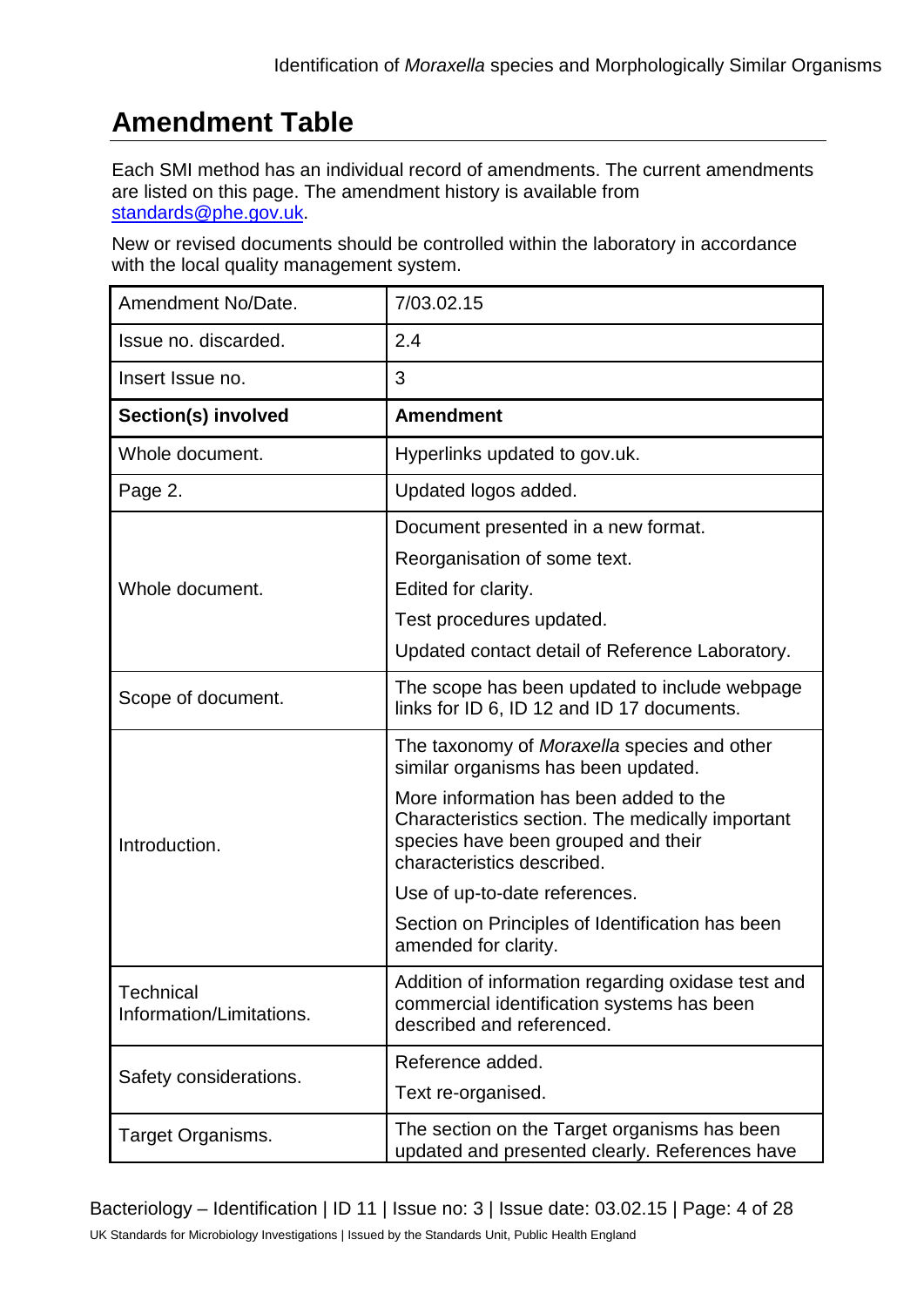## Amendment Table

Each SMI method has an individual record of amendments. The current amendments are listed on this page. The amendment history is available from standards@phe.gov.uk.

New or revised documents should be controlled within the laboratory in accordance with the local quality management system.

| Amendment No/Date. | 7/03.02.15 |
|---|---|
| Issue no. discarded. | 2.4 |
| Insert Issue no. | 3 |
| **Section(s) involved** | **Amendment** |
| Whole document. | Hyperlinks updated to gov.uk. |
| Page 2. | Updated logos added. |
| Whole document. | Document presented in a new format.<br>Reorganisation of some text.<br>Edited for clarity.<br>Test procedures updated.<br>Updated contact detail of Reference Laboratory. |
| Scope of document. | The scope has been updated to include webpage links for ID 6, ID 12 and ID 17 documents. |
| Introduction. | The taxonomy of *Moraxella* species and other similar organisms has been updated.<br>More information has been added to the Characteristics section. The medically important species have been grouped and their characteristics described.<br>Use of up-to-date references.<br>Section on Principles of Identification has been amended for clarity. |
| Technical Information/Limitations. | Addition of information regarding oxidase test and commercial identification systems has been described and referenced. |
| Safety considerations. | Reference added.<br>Text re-organised. |
| Target Organisms. | The section on the Target organisms has been updated and presented clearly. References have |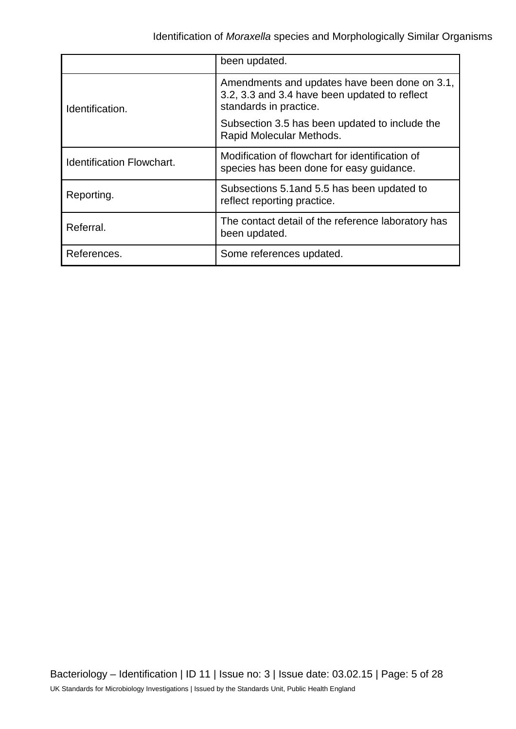| | |
|---|---|
| | been updated. |
| Identification. | Amendments and updates have been done on 3.1, 3.2, 3.3 and 3.4 have been updated to reflect standards in practice.<br><br>Subsection 3.5 has been updated to include the Rapid Molecular Methods. |
| Identification Flowchart. | Modification of flowchart for identification of species has been done for easy guidance. |
| Reporting. | Subsections 5.1and 5.5 has been updated to reflect reporting practice. |
| Referral. | The contact detail of the reference laboratory has been updated. |
| References. | Some references updated. |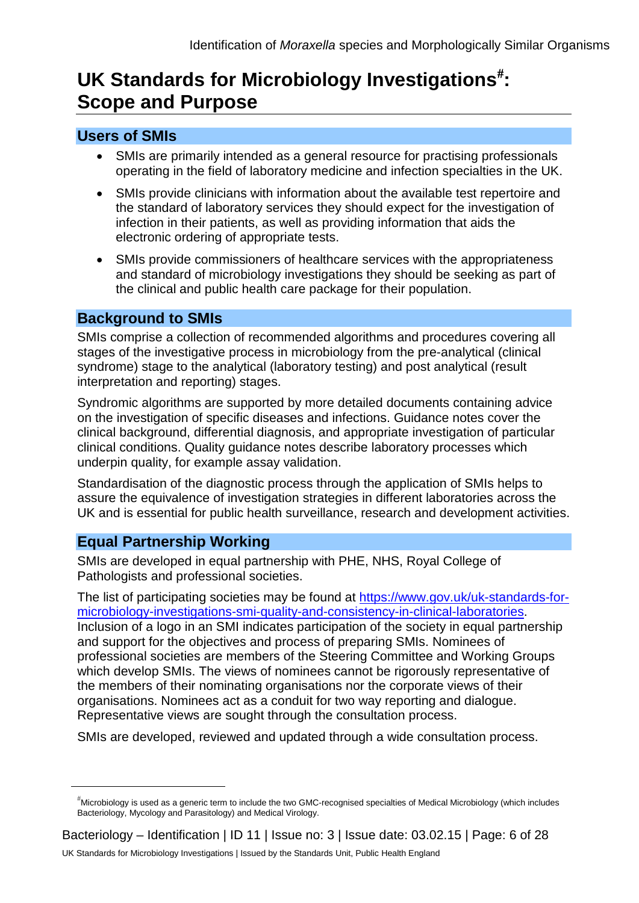# UK Standards for Microbiology Investigations[#]: Scope and Purpose

## Users of SMIs

- SMIs are primarily intended as a general resource for practising professionals operating in the field of laboratory medicine and infection specialties in the UK.
- SMIs provide clinicians with information about the available test repertoire and the standard of laboratory services they should expect for the investigation of infection in their patients, as well as providing information that aids the electronic ordering of appropriate tests.
- SMIs provide commissioners of healthcare services with the appropriateness and standard of microbiology investigations they should be seeking as part of the clinical and public health care package for their population.

## Background to SMIs

SMIs comprise a collection of recommended algorithms and procedures covering all stages of the investigative process in microbiology from the pre-analytical (clinical syndrome) stage to the analytical (laboratory testing) and post analytical (result interpretation and reporting) stages.

Syndromic algorithms are supported by more detailed documents containing advice on the investigation of specific diseases and infections. Guidance notes cover the clinical background, differential diagnosis, and appropriate investigation of particular clinical conditions. Quality guidance notes describe laboratory processes which underpin quality, for example assay validation.

Standardisation of the diagnostic process through the application of SMIs helps to assure the equivalence of investigation strategies in different laboratories across the UK and is essential for public health surveillance, research and development activities.

## Equal Partnership Working

SMIs are developed in equal partnership with PHE, NHS, Royal College of Pathologists and professional societies.

The list of participating societies may be found at [https://www.gov.uk/uk-standards-for-microbiology-investigations-smi-quality-and-consistency-in-clinical-laboratories](https://www.gov.uk/uk-standards-for-microbiology-investigations-smi-quality-and-consistency-in-clinical-laboratories). Inclusion of a logo in an SMI indicates participation of the society in equal partnership and support for the objectives and process of preparing SMIs. Nominees of professional societies are members of the Steering Committee and Working Groups which develop SMIs. The views of nominees cannot be rigorously representative of the members of their nominating organisations nor the corporate views of their organisations. Nominees act as a conduit for two way reporting and dialogue. Representative views are sought through the consultation process.

SMIs are developed, reviewed and updated through a wide consultation process.

---

[#] Microbiology is used as a generic term to include the two GMC-recognised specialties of Medical Microbiology (which includes Bacteriology, Mycology and Parasitology) and Medical Virology.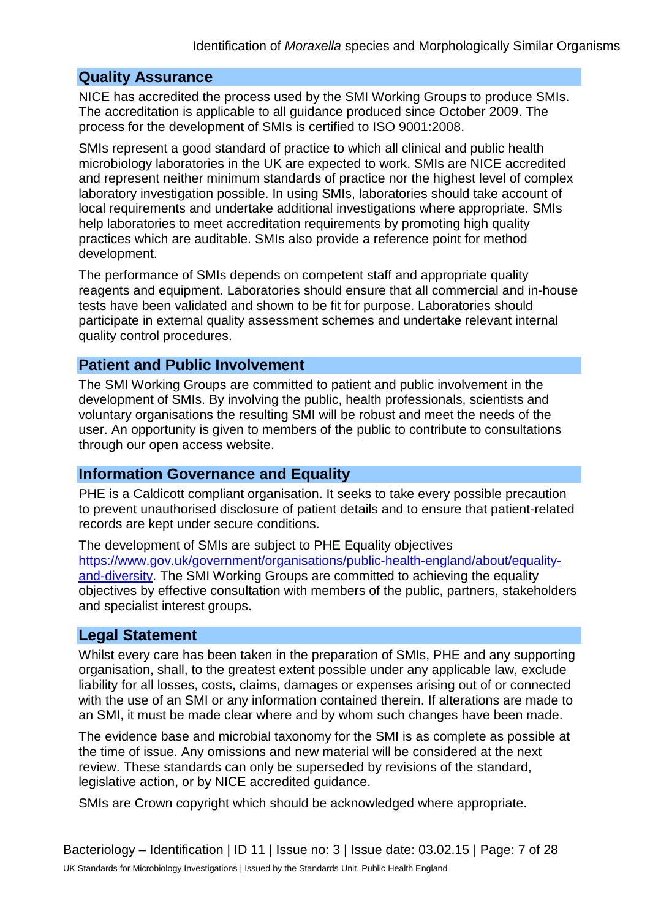## Quality Assurance

NICE has accredited the process used by the SMI Working Groups to produce SMIs. The accreditation is applicable to all guidance produced since October 2009. The process for the development of SMIs is certified to ISO 9001:2008.

SMIs represent a good standard of practice to which all clinical and public health microbiology laboratories in the UK are expected to work. SMIs are NICE accredited and represent neither minimum standards of practice nor the highest level of complex laboratory investigation possible. In using SMIs, laboratories should take account of local requirements and undertake additional investigations where appropriate. SMIs help laboratories to meet accreditation requirements by promoting high quality practices which are auditable. SMIs also provide a reference point for method development.

The performance of SMIs depends on competent staff and appropriate quality reagents and equipment. Laboratories should ensure that all commercial and in-house tests have been validated and shown to be fit for purpose. Laboratories should participate in external quality assessment schemes and undertake relevant internal quality control procedures.

## Patient and Public Involvement

The SMI Working Groups are committed to patient and public involvement in the development of SMIs. By involving the public, health professionals, scientists and voluntary organisations the resulting SMI will be robust and meet the needs of the user. An opportunity is given to members of the public to contribute to consultations through our open access website.

## Information Governance and Equality

PHE is a Caldicott compliant organisation. It seeks to take every possible precaution to prevent unauthorised disclosure of patient details and to ensure that patient-related records are kept under secure conditions.

The development of SMIs are subject to PHE Equality objectives [https://www.gov.uk/government/organisations/public-health-england/about/equality-and-diversity](https://www.gov.uk/government/organisations/public-health-england/about/equality-and-diversity). The SMI Working Groups are committed to achieving the equality objectives by effective consultation with members of the public, partners, stakeholders and specialist interest groups.

## Legal Statement

Whilst every care has been taken in the preparation of SMIs, PHE and any supporting organisation, shall, to the greatest extent possible under any applicable law, exclude liability for all losses, costs, claims, damages or expenses arising out of or connected with the use of an SMI or any information contained therein. If alterations are made to an SMI, it must be made clear where and by whom such changes have been made.

The evidence base and microbial taxonomy for the SMI is as complete as possible at the time of issue. Any omissions and new material will be considered at the next review. These standards can only be superseded by revisions of the standard, legislative action, or by NICE accredited guidance.

SMIs are Crown copyright which should be acknowledged where appropriate.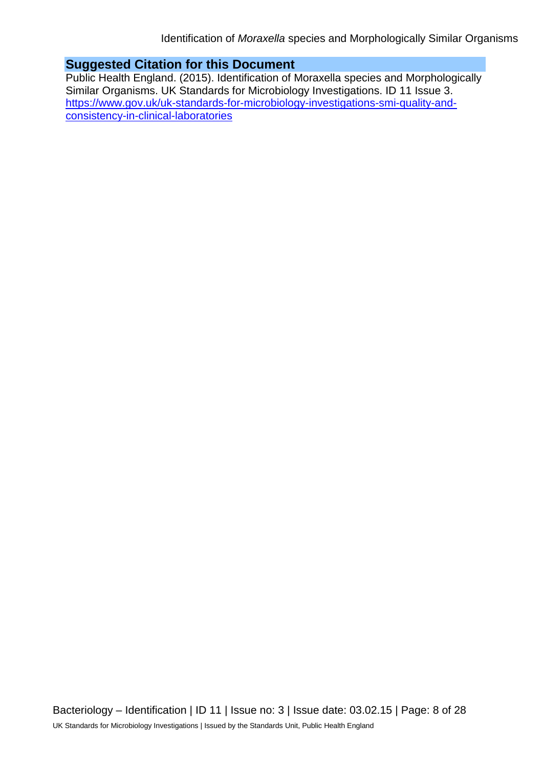## Suggested Citation for this Document

Public Health England. (2015). Identification of Moraxella species and Morphologically Similar Organisms. UK Standards for Microbiology Investigations. ID 11 Issue 3. [https://www.gov.uk/uk-standards-for-microbiology-investigations-smi-quality-and-consistency-in-clinical-laboratories](https://www.gov.uk/uk-standards-for-microbiology-investigations-smi-quality-and-consistency-in-clinical-laboratories)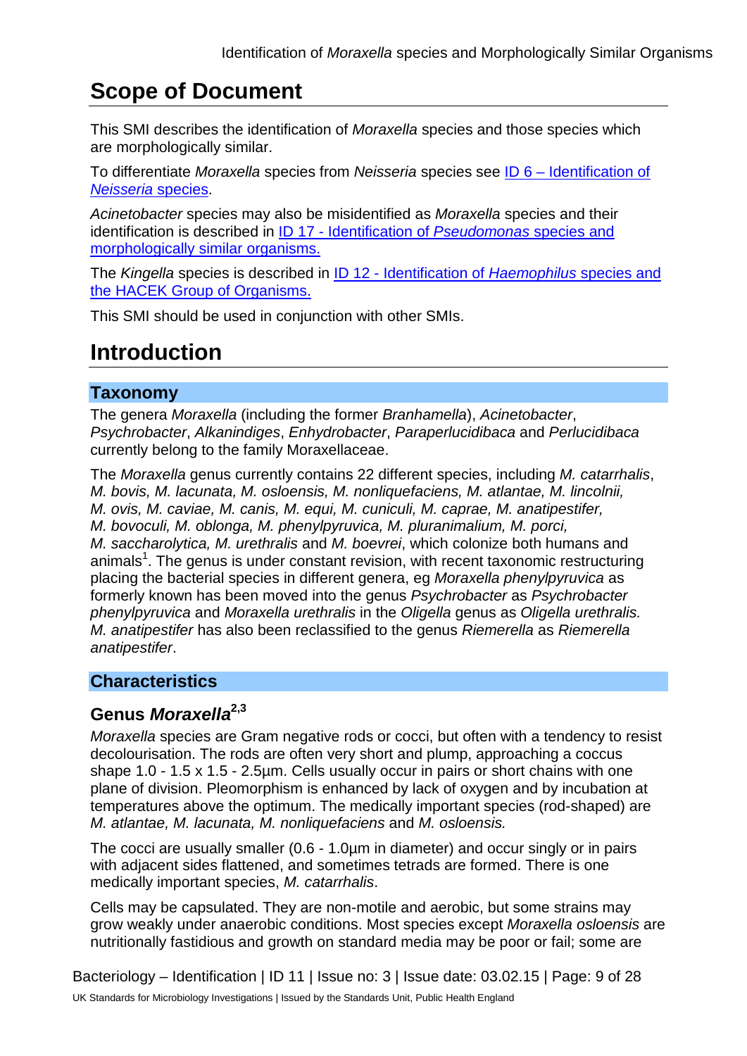# Scope of Document

This SMI describes the identification of *Moraxella* species and those species which are morphologically similar.

To differentiate *Moraxella* species from *Neisseria* species see [ID 6 – Identification of *Neisseria* species](#).

*Acinetobacter* species may also be misidentified as *Moraxella* species and their identification is described in [ID 17 - Identification of *Pseudomonas* species and morphologically similar organisms.](#)

The *Kingella* species is described in [ID 12 - Identification of *Haemophilus* species and the HACEK Group of Organisms.](#)

This SMI should be used in conjunction with other SMIs.

# Introduction

## Taxonomy

The genera *Moraxella* (including the former *Branhamella*), *Acinetobacter*, *Psychrobacter*, *Alkanindiges*, *Enhydrobacter*, *Paraperlucidibaca* and *Perlucidibaca* currently belong to the family Moraxellaceae.

The *Moraxella* genus currently contains 22 different species, including *M. catarrhalis*, *M. bovis, M. lacunata, M. osloensis, M. nonliquefaciens, M. atlantae, M. lincolnii, M. ovis, M. caviae, M. canis, M. equi, M. cuniculi, M. caprae, M. anatipestifer, M. bovoculi, M. oblonga, M. phenylpyruvica, M. pluranimalium, M. porci, M. saccharolytica, M. urethralis* and *M. boevrei*, which colonize both humans and animals[1]. The genus is under constant revision, with recent taxonomic restructuring placing the bacterial species in different genera, eg *Moraxella phenylpyruvica* as formerly known has been moved into the genus *Psychrobacter* as *Psychrobacter phenylpyruvica* and *Moraxella urethralis* in the *Oligella* genus as *Oligella urethralis. M. anatipestifer* has also been reclassified to the genus *Riemerella* as *Riemerella anatipestifer*.

## Characteristics

### Genus *Moraxella*[2,3]

*Moraxella* species are Gram negative rods or cocci, but often with a tendency to resist decolourisation. The rods are often very short and plump, approaching a coccus shape 1.0 - 1.5 x 1.5 - 2.5µm. Cells usually occur in pairs or short chains with one plane of division. Pleomorphism is enhanced by lack of oxygen and by incubation at temperatures above the optimum. The medically important species (rod-shaped) are *M. atlantae, M. lacunata, M. nonliquefaciens* and *M. osloensis.*

The cocci are usually smaller (0.6 - 1.0µm in diameter) and occur singly or in pairs with adjacent sides flattened, and sometimes tetrads are formed. There is one medically important species, *M. catarrhalis*.

Cells may be capsulated. They are non-motile and aerobic, but some strains may grow weakly under anaerobic conditions. Most species except *Moraxella osloensis* are nutritionally fastidious and growth on standard media may be poor or fail; some are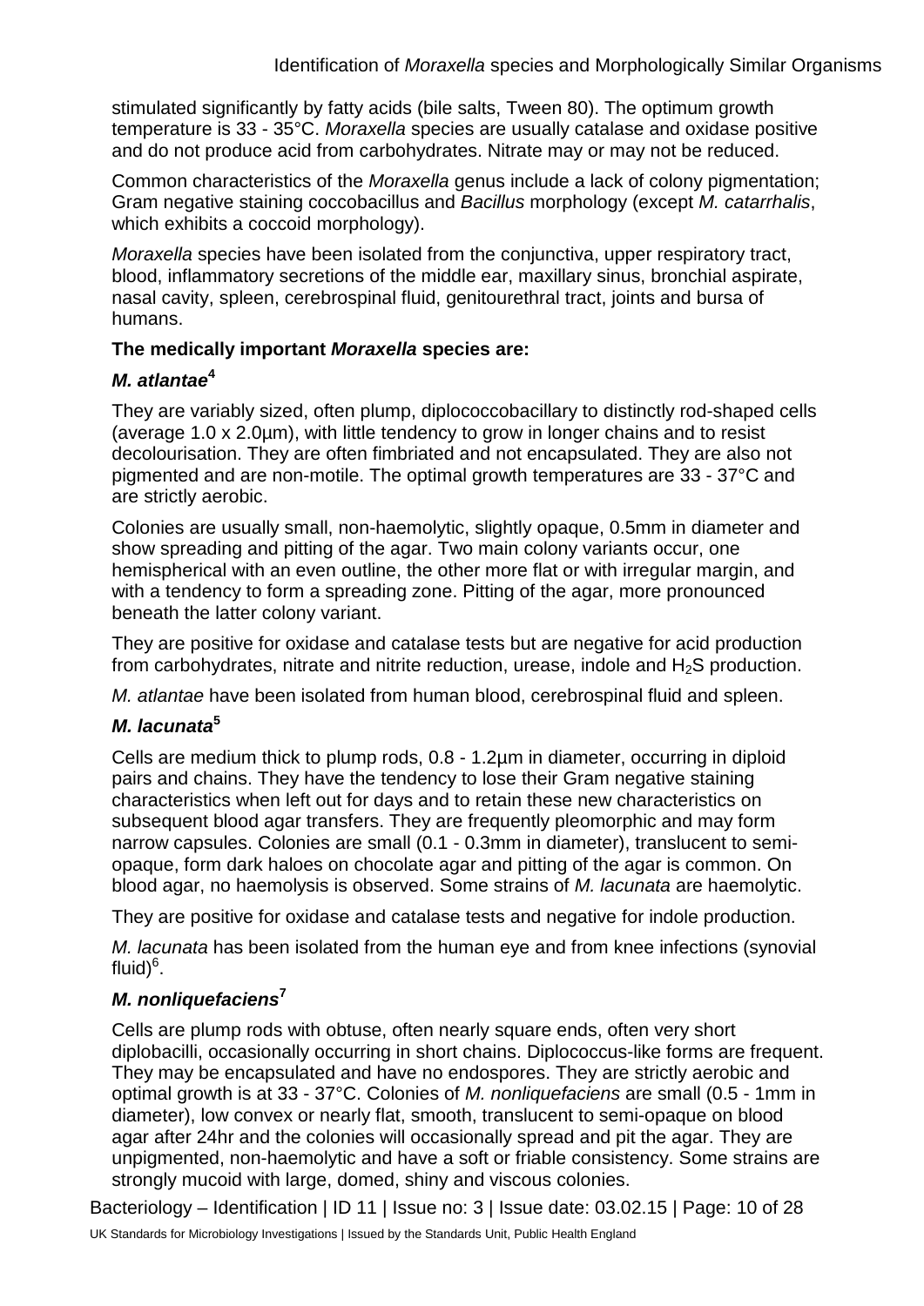stimulated significantly by fatty acids (bile salts, Tween 80). The optimum growth temperature is 33 - 35°C. *Moraxella* species are usually catalase and oxidase positive and do not produce acid from carbohydrates. Nitrate may or may not be reduced.

Common characteristics of the *Moraxella* genus include a lack of colony pigmentation; Gram negative staining coccobacillus and *Bacillus* morphology (except *M. catarrhalis*, which exhibits a coccoid morphology).

*Moraxella* species have been isolated from the conjunctiva, upper respiratory tract, blood, inflammatory secretions of the middle ear, maxillary sinus, bronchial aspirate, nasal cavity, spleen, cerebrospinal fluid, genitourethral tract, joints and bursa of humans.

**The medically important *Moraxella* species are:**

### *M. atlantae*[4]

They are variably sized, often plump, diplococcobacillary to distinctly rod-shaped cells (average 1.0 x 2.0µm), with little tendency to grow in longer chains and to resist decolourisation. They are often fimbriated and not encapsulated. They are also not pigmented and are non-motile. The optimal growth temperatures are 33 - 37°C and are strictly aerobic.

Colonies are usually small, non-haemolytic, slightly opaque, 0.5mm in diameter and show spreading and pitting of the agar. Two main colony variants occur, one hemispherical with an even outline, the other more flat or with irregular margin, and with a tendency to form a spreading zone. Pitting of the agar, more pronounced beneath the latter colony variant.

They are positive for oxidase and catalase tests but are negative for acid production from carbohydrates, nitrate and nitrite reduction, urease, indole and $H_2S$ production.

*M. atlantae* have been isolated from human blood, cerebrospinal fluid and spleen.

### *M. lacunata*[5]

Cells are medium thick to plump rods, 0.8 - 1.2µm in diameter, occurring in diploid pairs and chains. They have the tendency to lose their Gram negative staining characteristics when left out for days and to retain these new characteristics on subsequent blood agar transfers. They are frequently pleomorphic and may form narrow capsules. Colonies are small (0.1 - 0.3mm in diameter), translucent to semi-opaque, form dark haloes on chocolate agar and pitting of the agar is common. On blood agar, no haemolysis is observed. Some strains of *M. lacunata* are haemolytic.

They are positive for oxidase and catalase tests and negative for indole production.

*M. lacunata* has been isolated from the human eye and from knee infections (synovial fluid)[6].

### *M. nonliquefaciens*[7]

Cells are plump rods with obtuse, often nearly square ends, often very short diplobacilli, occasionally occurring in short chains. Diplococcus-like forms are frequent. They may be encapsulated and have no endospores. They are strictly aerobic and optimal growth is at 33 - 37°C. Colonies of *M. nonliquefaciens* are small (0.5 - 1mm in diameter), low convex or nearly flat, smooth, translucent to semi-opaque on blood agar after 24hr and the colonies will occasionally spread and pit the agar. They are unpigmented, non-haemolytic and have a soft or friable consistency. Some strains are strongly mucoid with large, domed, shiny and viscous colonies.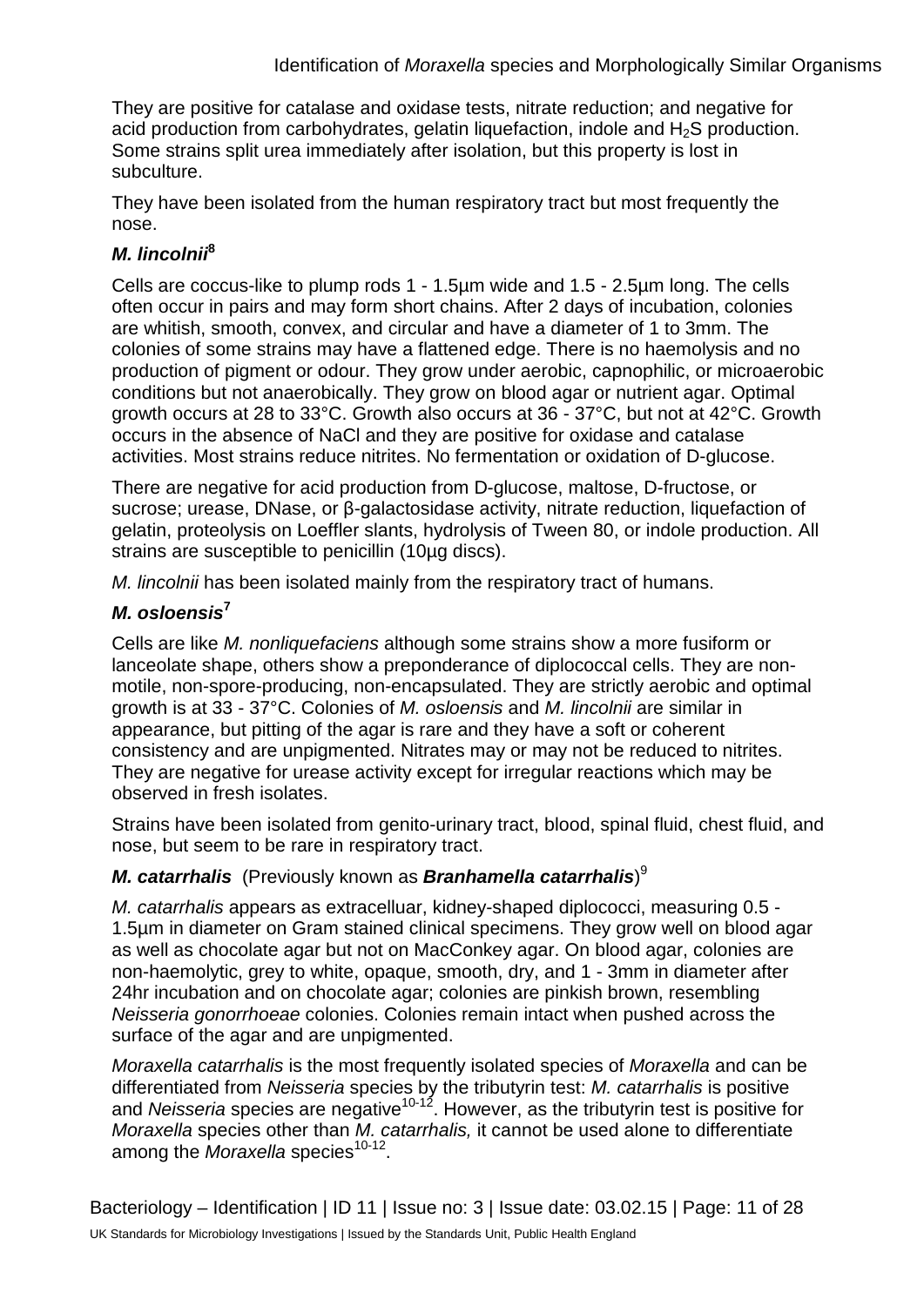They are positive for catalase and oxidase tests, nitrate reduction; and negative for acid production from carbohydrates, gelatin liquefaction, indole and $H_2S$ production. Some strains split urea immediately after isolation, but this property is lost in subculture.

They have been isolated from the human respiratory tract but most frequently the nose.

### *M. lincolnii*[8]

Cells are coccus-like to plump rods 1 - 1.5µm wide and 1.5 - 2.5µm long. The cells often occur in pairs and may form short chains. After 2 days of incubation, colonies are whitish, smooth, convex, and circular and have a diameter of 1 to 3mm. The colonies of some strains may have a flattened edge. There is no haemolysis and no production of pigment or odour. They grow under aerobic, capnophilic, or microaerobic conditions but not anaerobically. They grow on blood agar or nutrient agar. Optimal growth occurs at 28 to 33°C. Growth also occurs at 36 - 37°C, but not at 42°C. Growth occurs in the absence of NaCl and they are positive for oxidase and catalase activities. Most strains reduce nitrites. No fermentation or oxidation of D-glucose.

There are negative for acid production from D-glucose, maltose, D-fructose, or sucrose; urease, DNase, or β-galactosidase activity, nitrate reduction, liquefaction of gelatin, proteolysis on Loeffler slants, hydrolysis of Tween 80, or indole production. All strains are susceptible to penicillin (10µg discs).

*M. lincolnii* has been isolated mainly from the respiratory tract of humans.

### *M. osloensis*[7]

Cells are like *M. nonliquefaciens* although some strains show a more fusiform or lanceolate shape, others show a preponderance of diplococcal cells. They are non-motile, non-spore-producing, non-encapsulated. They are strictly aerobic and optimal growth is at 33 - 37°C. Colonies of *M. osloensis* and *M. lincolnii* are similar in appearance, but pitting of the agar is rare and they have a soft or coherent consistency and are unpigmented. Nitrates may or may not be reduced to nitrites. They are negative for urease activity except for irregular reactions which may be observed in fresh isolates.

Strains have been isolated from genito-urinary tract, blood, spinal fluid, chest fluid, and nose, but seem to be rare in respiratory tract.

### *M. catarrhalis* (Previously known as *Branhamella catarrhalis*)[9]

*M. catarrhalis* appears as extracelluar, kidney-shaped diplococci, measuring 0.5 - 1.5µm in diameter on Gram stained clinical specimens. They grow well on blood agar as well as chocolate agar but not on MacConkey agar. On blood agar, colonies are non-haemolytic, grey to white, opaque, smooth, dry, and 1 - 3mm in diameter after 24hr incubation and on chocolate agar; colonies are pinkish brown, resembling *Neisseria gonorrhoeae* colonies. Colonies remain intact when pushed across the surface of the agar and are unpigmented.

*Moraxella catarrhalis* is the most frequently isolated species of *Moraxella* and can be differentiated from *Neisseria* species by the tributyrin test: *M. catarrhalis* is positive and *Neisseria* species are negative[10-12]. However, as the tributyrin test is positive for *Moraxella* species other than *M. catarrhalis,* it cannot be used alone to differentiate among the *Moraxella* species[10-12].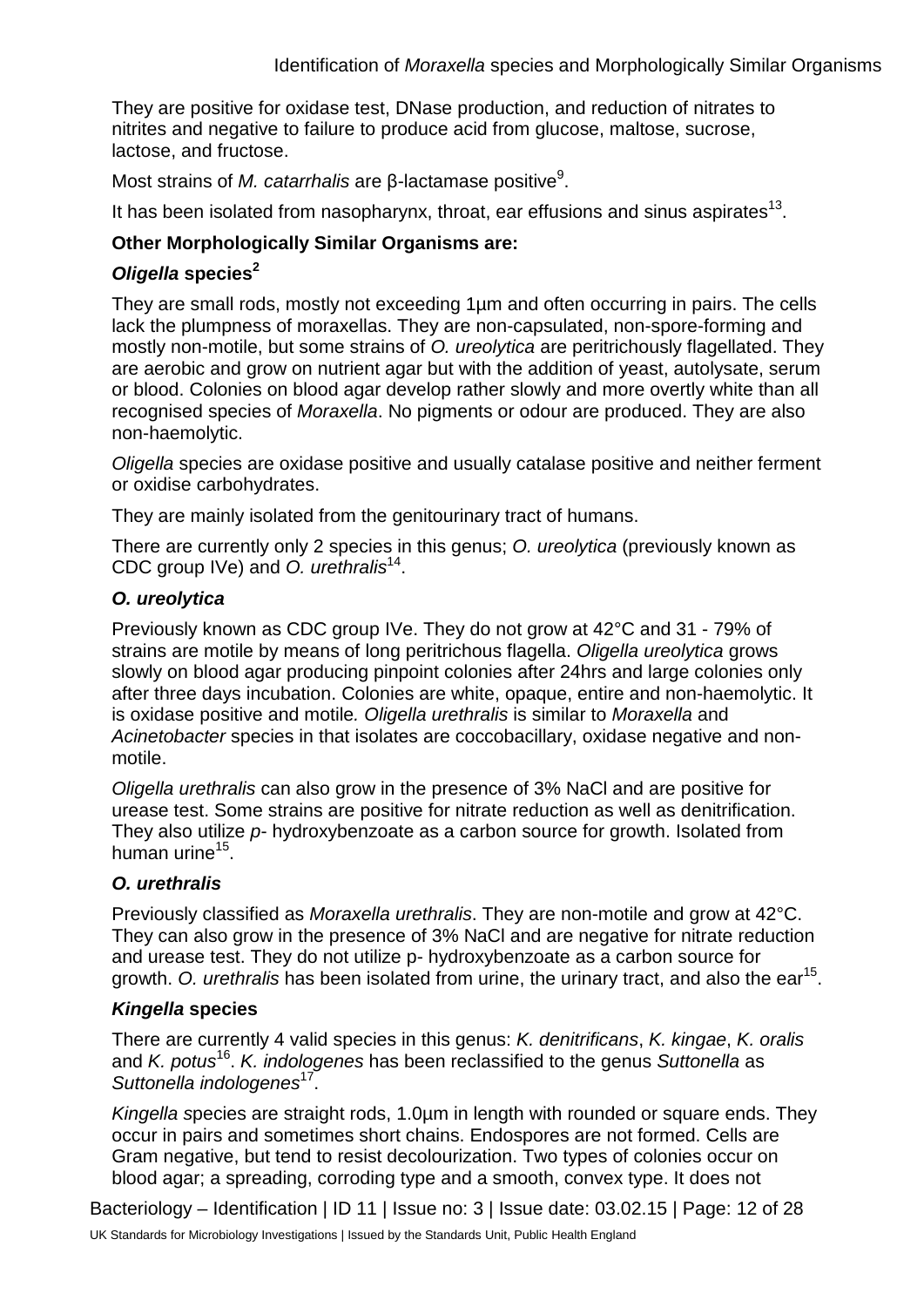They are positive for oxidase test, DNase production, and reduction of nitrates to nitrites and negative to failure to produce acid from glucose, maltose, sucrose, lactose, and fructose.

Most strains of *M. catarrhalis* are β-lactamase positive[9].

It has been isolated from nasopharynx, throat, ear effusions and sinus aspirates[13].

**Other Morphologically Similar Organisms are:**

***Oligella* species[2]**

They are small rods, mostly not exceeding 1µm and often occurring in pairs. The cells lack the plumpness of moraxellas. They are non-capsulated, non-spore-forming and mostly non-motile, but some strains of *O. ureolytica* are peritrichously flagellated. They are aerobic and grow on nutrient agar but with the addition of yeast, autolysate, serum or blood. Colonies on blood agar develop rather slowly and more overtly white than all recognised species of *Moraxella*. No pigments or odour are produced. They are also non-haemolytic.

*Oligella* species are oxidase positive and usually catalase positive and neither ferment or oxidise carbohydrates.

They are mainly isolated from the genitourinary tract of humans.

There are currently only 2 species in this genus; *O. ureolytica* (previously known as CDC group IVe) and *O. urethralis*[14].

***O. ureolytica***

Previously known as CDC group IVe. They do not grow at 42°C and 31 - 79% of strains are motile by means of long peritrichous flagella. *Oligella ureolytica* grows slowly on blood agar producing pinpoint colonies after 24hrs and large colonies only after three days incubation. Colonies are white, opaque, entire and non-haemolytic. It is oxidase positive and motile*. Oligella urethralis* is similar to *Moraxella* and *Acinetobacter* species in that isolates are coccobacillary, oxidase negative and non-motile.

*Oligella urethralis* can also grow in the presence of 3% NaCl and are positive for urease test. Some strains are positive for nitrate reduction as well as denitrification. They also utilize *p*- hydroxybenzoate as a carbon source for growth. Isolated from human urine[15].

***O. urethralis***

Previously classified as *Moraxella urethralis*. They are non-motile and grow at 42°C. They can also grow in the presence of 3% NaCl and are negative for nitrate reduction and urease test. They do not utilize p- hydroxybenzoate as a carbon source for growth. *O. urethralis* has been isolated from urine, the urinary tract, and also the ear[15].

***Kingella* species**

There are currently 4 valid species in this genus: *K. denitrificans*, *K. kingae*, *K. oralis* and *K. potus*[16]. *K. indologenes* has been reclassified to the genus *Suttonella* as *Suttonella indologenes*[17].

*Kingella s*pecies are straight rods, 1.0µm in length with rounded or square ends. They occur in pairs and sometimes short chains. Endospores are not formed. Cells are Gram negative, but tend to resist decolourization. Two types of colonies occur on blood agar; a spreading, corroding type and a smooth, convex type. It does not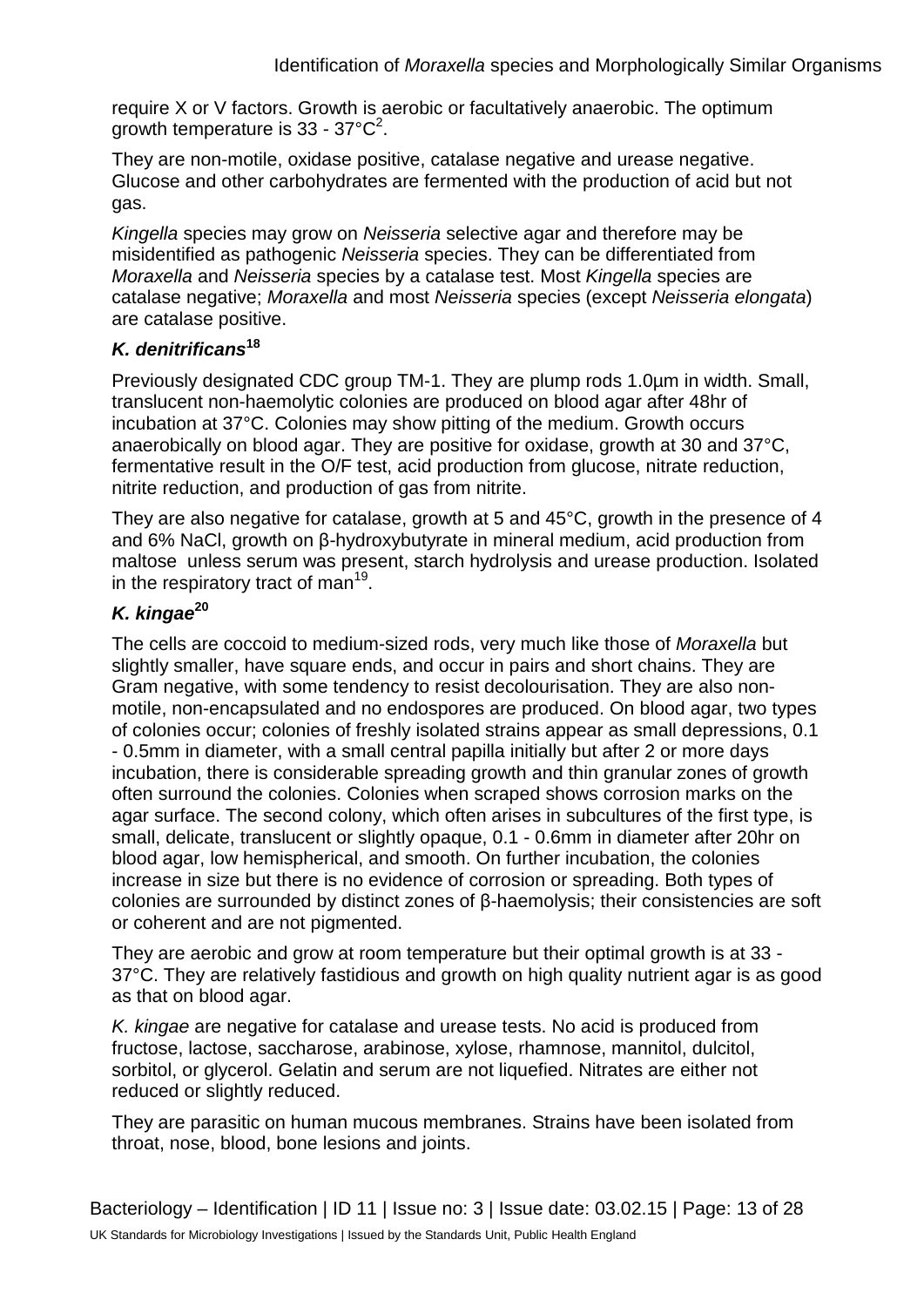require X or V factors. Growth is aerobic or facultatively anaerobic. The optimum growth temperature is 33 - 37°C[2].

They are non-motile, oxidase positive, catalase negative and urease negative. Glucose and other carbohydrates are fermented with the production of acid but not gas.

*Kingella* species may grow on *Neisseria* selective agar and therefore may be misidentified as pathogenic *Neisseria* species. They can be differentiated from *Moraxella* and *Neisseria* species by a catalase test. Most *Kingella* species are catalase negative; *Moraxella* and most *Neisseria* species (except *Neisseria elongata*) are catalase positive.

### *K. denitrificans*[18]

Previously designated CDC group TM-1. They are plump rods 1.0µm in width. Small, translucent non-haemolytic colonies are produced on blood agar after 48hr of incubation at 37°C. Colonies may show pitting of the medium. Growth occurs anaerobically on blood agar. They are positive for oxidase, growth at 30 and 37°C, fermentative result in the O/F test, acid production from glucose, nitrate reduction, nitrite reduction, and production of gas from nitrite.

They are also negative for catalase, growth at 5 and 45°C, growth in the presence of 4 and 6% NaCl, growth on β-hydroxybutyrate in mineral medium, acid production from maltose unless serum was present, starch hydrolysis and urease production. Isolated in the respiratory tract of man[19].

### *K. kingae*[20]

The cells are coccoid to medium-sized rods, very much like those of *Moraxella* but slightly smaller, have square ends, and occur in pairs and short chains. They are Gram negative, with some tendency to resist decolourisation. They are also non-motile, non-encapsulated and no endospores are produced. On blood agar, two types of colonies occur; colonies of freshly isolated strains appear as small depressions, 0.1 - 0.5mm in diameter, with a small central papilla initially but after 2 or more days incubation, there is considerable spreading growth and thin granular zones of growth often surround the colonies. Colonies when scraped shows corrosion marks on the agar surface. The second colony, which often arises in subcultures of the first type, is small, delicate, translucent or slightly opaque, 0.1 - 0.6mm in diameter after 20hr on blood agar, low hemispherical, and smooth. On further incubation, the colonies increase in size but there is no evidence of corrosion or spreading. Both types of colonies are surrounded by distinct zones of β-haemolysis; their consistencies are soft or coherent and are not pigmented.

They are aerobic and grow at room temperature but their optimal growth is at 33 - 37°C. They are relatively fastidious and growth on high quality nutrient agar is as good as that on blood agar.

*K. kingae* are negative for catalase and urease tests. No acid is produced from fructose, lactose, saccharose, arabinose, xylose, rhamnose, mannitol, dulcitol, sorbitol, or glycerol. Gelatin and serum are not liquefied. Nitrates are either not reduced or slightly reduced.

They are parasitic on human mucous membranes. Strains have been isolated from throat, nose, blood, bone lesions and joints.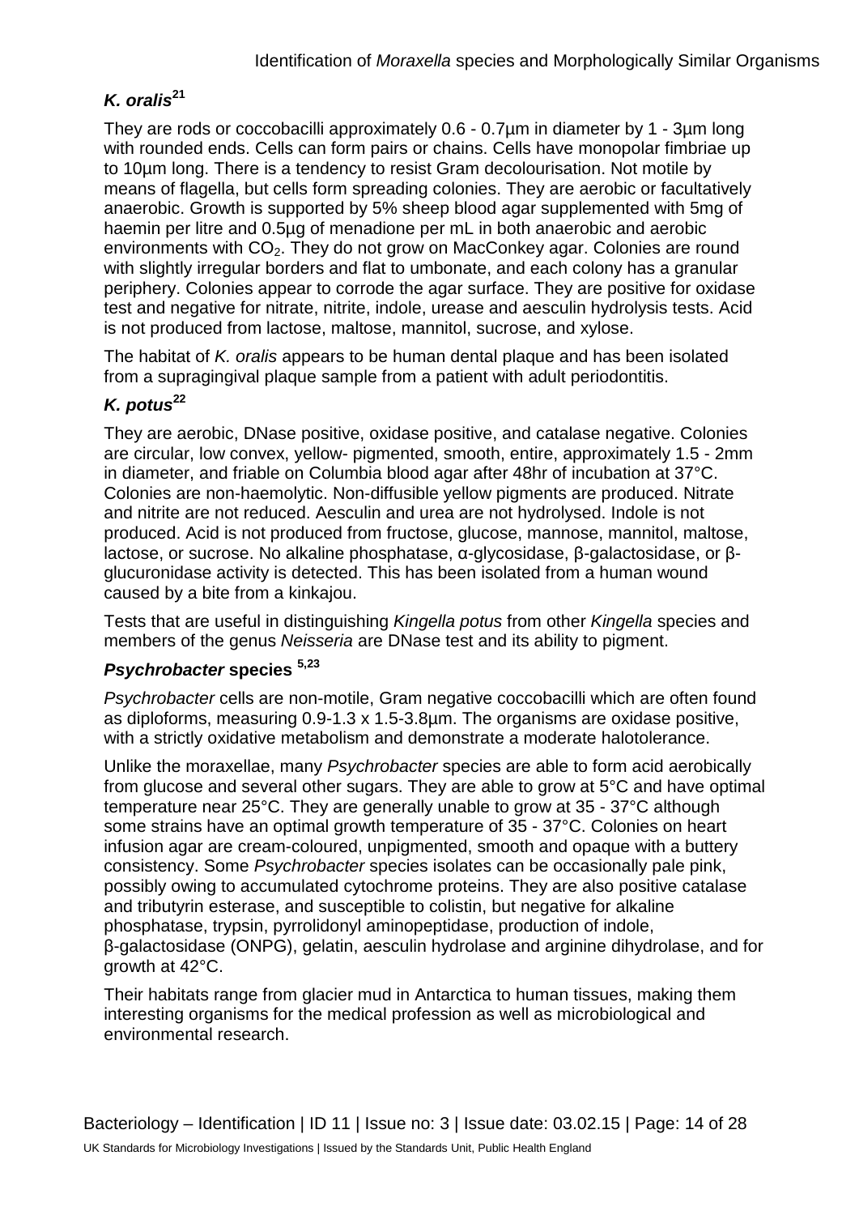### *K. oralis*[21]

They are rods or coccobacilli approximately 0.6 - 0.7µm in diameter by 1 - 3µm long with rounded ends. Cells can form pairs or chains. Cells have monopolar fimbriae up to 10µm long. There is a tendency to resist Gram decolourisation. Not motile by means of flagella, but cells form spreading colonies. They are aerobic or facultatively anaerobic. Growth is supported by 5% sheep blood agar supplemented with 5mg of haemin per litre and 0.5µg of menadione per mL in both anaerobic and aerobic environments with $CO_2$. They do not grow on MacConkey agar. Colonies are round with slightly irregular borders and flat to umbonate, and each colony has a granular periphery. Colonies appear to corrode the agar surface. They are positive for oxidase test and negative for nitrate, nitrite, indole, urease and aesculin hydrolysis tests. Acid is not produced from lactose, maltose, mannitol, sucrose, and xylose.

The habitat of *K. oralis* appears to be human dental plaque and has been isolated from a supragingival plaque sample from a patient with adult periodontitis.

### *K. potus*[22]

They are aerobic, DNase positive, oxidase positive, and catalase negative. Colonies are circular, low convex, yellow- pigmented, smooth, entire, approximately 1.5 - 2mm in diameter, and friable on Columbia blood agar after 48hr of incubation at 37°C. Colonies are non-haemolytic. Non-diffusible yellow pigments are produced. Nitrate and nitrite are not reduced. Aesculin and urea are not hydrolysed. Indole is not produced. Acid is not produced from fructose, glucose, mannose, mannitol, maltose, lactose, or sucrose. No alkaline phosphatase, α-glycosidase, β-galactosidase, or β-glucuronidase activity is detected. This has been isolated from a human wound caused by a bite from a kinkajou.

Tests that are useful in distinguishing *Kingella potus* from other *Kingella* species and members of the genus *Neisseria* are DNase test and its ability to pigment.

### *Psychrobacter* species [5,23]

*Psychrobacter* cells are non-motile, Gram negative coccobacilli which are often found as diploforms, measuring 0.9-1.3 x 1.5-3.8µm. The organisms are oxidase positive, with a strictly oxidative metabolism and demonstrate a moderate halotolerance.

Unlike the moraxellae, many *Psychrobacter* species are able to form acid aerobically from glucose and several other sugars. They are able to grow at 5°C and have optimal temperature near 25°C. They are generally unable to grow at 35 - 37°C although some strains have an optimal growth temperature of 35 - 37°C. Colonies on heart infusion agar are cream-coloured, unpigmented, smooth and opaque with a buttery consistency. Some *Psychrobacter* species isolates can be occasionally pale pink, possibly owing to accumulated cytochrome proteins. They are also positive catalase and tributyrin esterase, and susceptible to colistin, but negative for alkaline phosphatase, trypsin, pyrrolidonyl aminopeptidase, production of indole, β-galactosidase (ONPG), gelatin, aesculin hydrolase and arginine dihydrolase, and for growth at 42°C.

Their habitats range from glacier mud in Antarctica to human tissues, making them interesting organisms for the medical profession as well as microbiological and environmental research.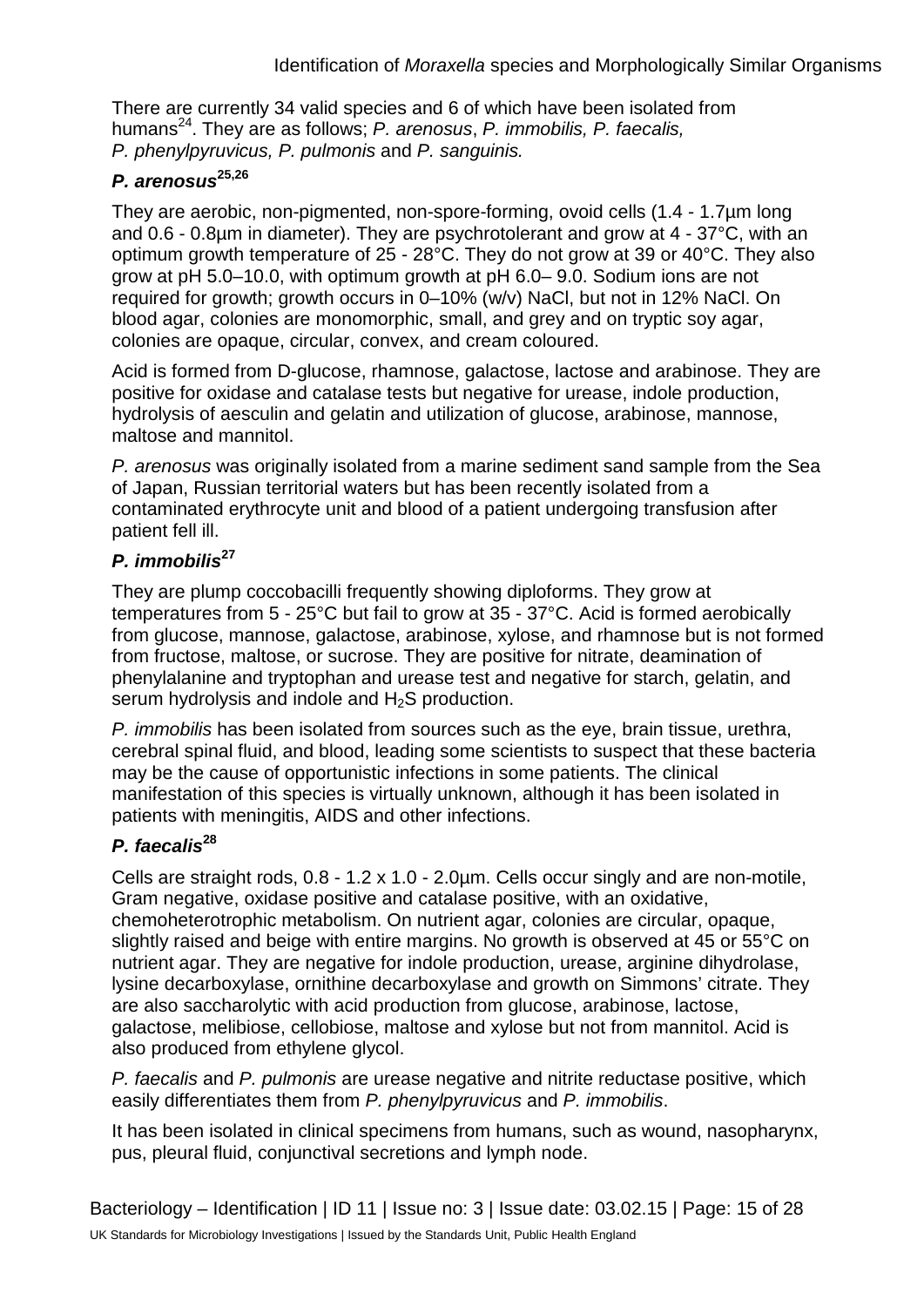There are currently 34 valid species and 6 of which have been isolated from humans[24]. They are as follows; *P. arenosus*, *P. immobilis, P. faecalis, P. phenylpyruvicus, P. pulmonis* and *P. sanguinis.*

### *P. arenosus*[25,26]

They are aerobic, non-pigmented, non-spore-forming, ovoid cells (1.4 - 1.7µm long and 0.6 - 0.8µm in diameter). They are psychrotolerant and grow at 4 - 37°C, with an optimum growth temperature of 25 - 28°C. They do not grow at 39 or 40°C. They also grow at pH 5.0–10.0, with optimum growth at pH 6.0– 9.0. Sodium ions are not required for growth; growth occurs in 0–10% (w/v) NaCl, but not in 12% NaCl. On blood agar, colonies are monomorphic, small, and grey and on tryptic soy agar, colonies are opaque, circular, convex, and cream coloured.

Acid is formed from D-glucose, rhamnose, galactose, lactose and arabinose. They are positive for oxidase and catalase tests but negative for urease, indole production, hydrolysis of aesculin and gelatin and utilization of glucose, arabinose, mannose, maltose and mannitol.

*P. arenosus* was originally isolated from a marine sediment sand sample from the Sea of Japan, Russian territorial waters but has been recently isolated from a contaminated erythrocyte unit and blood of a patient undergoing transfusion after patient fell ill.

### *P. immobilis*[27]

They are plump coccobacilli frequently showing diploforms. They grow at temperatures from 5 - 25°C but fail to grow at 35 - 37°C. Acid is formed aerobically from glucose, mannose, galactose, arabinose, xylose, and rhamnose but is not formed from fructose, maltose, or sucrose. They are positive for nitrate, deamination of phenylalanine and tryptophan and urease test and negative for starch, gelatin, and serum hydrolysis and indole and $H_2S$ production.

*P. immobilis* has been isolated from sources such as the eye, brain tissue, urethra, cerebral spinal fluid, and blood, leading some scientists to suspect that these bacteria may be the cause of opportunistic infections in some patients. The clinical manifestation of this species is virtually unknown, although it has been isolated in patients with meningitis, AIDS and other infections.

### *P. faecalis*[28]

Cells are straight rods, 0.8 - 1.2 x 1.0 - 2.0µm. Cells occur singly and are non-motile, Gram negative, oxidase positive and catalase positive, with an oxidative, chemoheterotrophic metabolism. On nutrient agar, colonies are circular, opaque, slightly raised and beige with entire margins. No growth is observed at 45 or 55°C on nutrient agar. They are negative for indole production, urease, arginine dihydrolase, lysine decarboxylase, ornithine decarboxylase and growth on Simmons' citrate. They are also saccharolytic with acid production from glucose, arabinose, lactose, galactose, melibiose, cellobiose, maltose and xylose but not from mannitol. Acid is also produced from ethylene glycol.

*P. faecalis* and *P. pulmonis* are urease negative and nitrite reductase positive, which easily differentiates them from *P. phenylpyruvicus* and *P. immobilis*.

It has been isolated in clinical specimens from humans, such as wound, nasopharynx, pus, pleural fluid, conjunctival secretions and lymph node.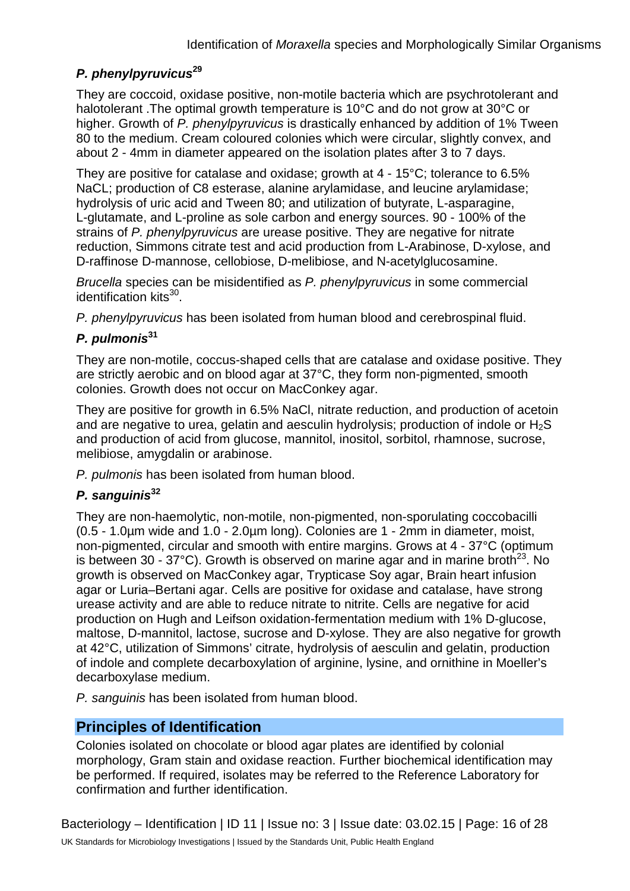### *P. phenylpyruvicus*[29]

They are coccoid, oxidase positive, non-motile bacteria which are psychrotolerant and halotolerant .The optimal growth temperature is 10°C and do not grow at 30°C or higher. Growth of *P. phenylpyruvicus* is drastically enhanced by addition of 1% Tween 80 to the medium. Cream coloured colonies which were circular, slightly convex, and about 2 - 4mm in diameter appeared on the isolation plates after 3 to 7 days.

They are positive for catalase and oxidase; growth at 4 - 15°C; tolerance to 6.5% NaCL; production of C8 esterase, alanine arylamidase, and leucine arylamidase; hydrolysis of uric acid and Tween 80; and utilization of butyrate, L-asparagine, L-glutamate, and L-proline as sole carbon and energy sources. 90 - 100% of the strains of *P. phenylpyruvicus* are urease positive. They are negative for nitrate reduction, Simmons citrate test and acid production from L-Arabinose, D-xylose, and D-raffinose D-mannose, cellobiose, D-melibiose, and N-acetylglucosamine.

*Brucella* species can be misidentified as *P. phenylpyruvicus* in some commercial identification kits[30].

*P. phenylpyruvicus* has been isolated from human blood and cerebrospinal fluid.

### *P. pulmonis*[31]

They are non-motile, coccus-shaped cells that are catalase and oxidase positive. They are strictly aerobic and on blood agar at 37°C, they form non-pigmented, smooth colonies. Growth does not occur on MacConkey agar.

They are positive for growth in 6.5% NaCl, nitrate reduction, and production of acetoin and are negative to urea, gelatin and aesculin hydrolysis; production of indole or $H_2S$ and production of acid from glucose, mannitol, inositol, sorbitol, rhamnose, sucrose, melibiose, amygdalin or arabinose.

*P. pulmonis* has been isolated from human blood.

### *P. sanguinis*[32]

They are non-haemolytic, non-motile, non-pigmented, non-sporulating coccobacilli (0.5 - 1.0µm wide and 1.0 - 2.0µm long). Colonies are 1 - 2mm in diameter, moist, non-pigmented, circular and smooth with entire margins. Grows at 4 - 37°C (optimum is between 30 - 37°C). Growth is observed on marine agar and in marine broth[23]. No growth is observed on MacConkey agar, Trypticase Soy agar, Brain heart infusion agar or Luria–Bertani agar. Cells are positive for oxidase and catalase, have strong urease activity and are able to reduce nitrate to nitrite. Cells are negative for acid production on Hugh and Leifson oxidation-fermentation medium with 1% D-glucose, maltose, D-mannitol, lactose, sucrose and D-xylose. They are also negative for growth at 42°C, utilization of Simmons' citrate, hydrolysis of aesculin and gelatin, production of indole and complete decarboxylation of arginine, lysine, and ornithine in Moeller's decarboxylase medium.

*P. sanguinis* has been isolated from human blood.

## Principles of Identification

Colonies isolated on chocolate or blood agar plates are identified by colonial morphology, Gram stain and oxidase reaction. Further biochemical identification may be performed. If required, isolates may be referred to the Reference Laboratory for confirmation and further identification.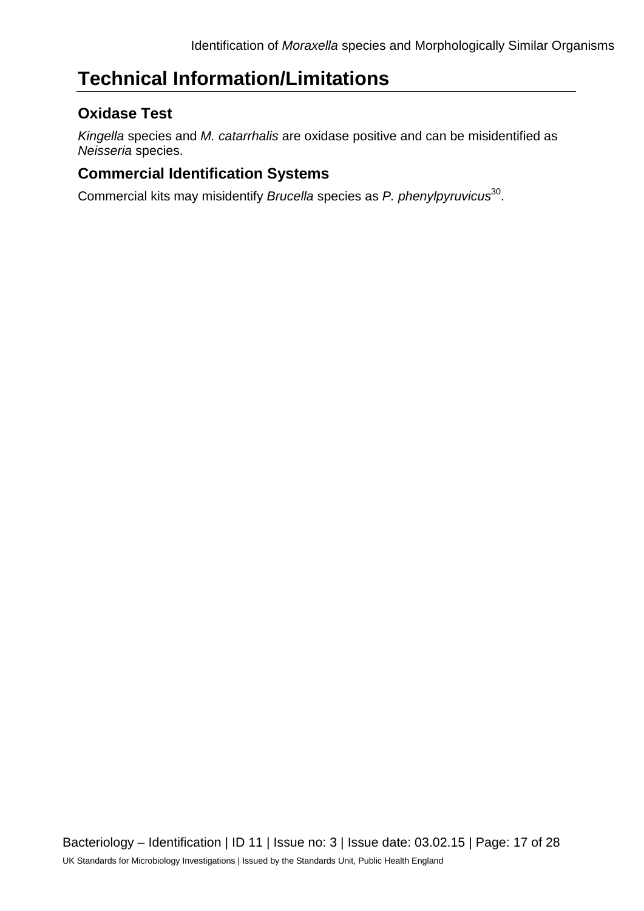# Technical Information/Limitations

## Oxidase Test

*Kingella* species and *M. catarrhalis* are oxidase positive and can be misidentified as *Neisseria* species.

## Commercial Identification Systems

Commercial kits may misidentify *Brucella* species as *P. phenylpyruvicus*[30].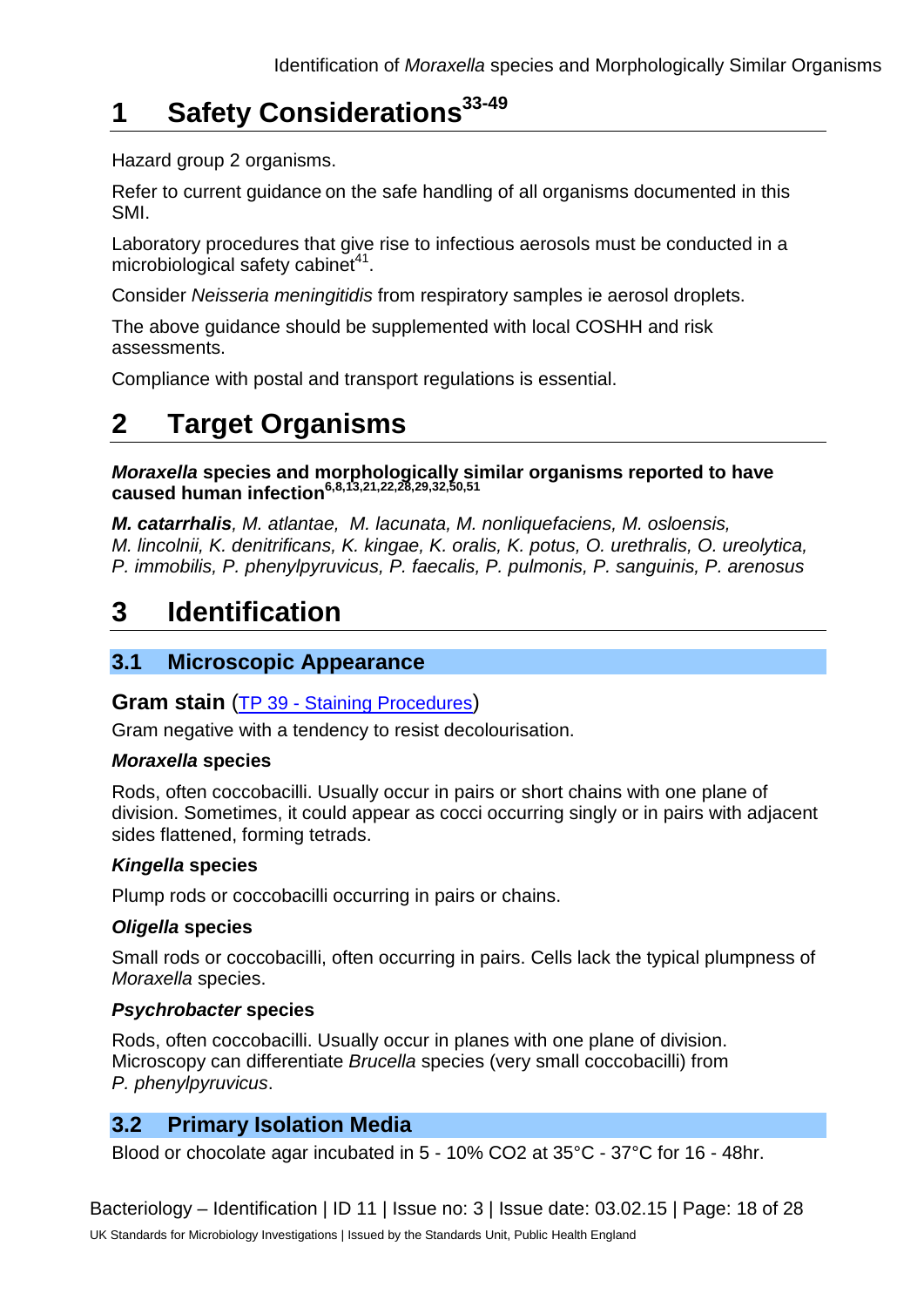# 1 Safety Considerations[33-49]

Hazard group 2 organisms.

Refer to current guidance on the safe handling of all organisms documented in this SMI.

Laboratory procedures that give rise to infectious aerosols must be conducted in a microbiological safety cabinet[41].

Consider *Neisseria meningitidis* from respiratory samples ie aerosol droplets.

The above guidance should be supplemented with local COSHH and risk assessments.

Compliance with postal and transport regulations is essential.

# 2 Target Organisms

***Moraxella*** **species and morphologically similar organisms reported to have caused human infection**[6,8,13,21,22,28,29,32,50,51]

***M. catarrhalis****, M. atlantae, M. lacunata, M. nonliquefaciens, M. osloensis, M. lincolnii, K. denitrificans, K. kingae, K. oralis, K. potus, O. urethralis, O. ureolytica, P. immobilis, P. phenylpyruvicus, P. faecalis, P. pulmonis, P. sanguinis, P. arenosus*

# 3 Identification

## 3.1 Microscopic Appearance

### Gram stain (TP 39 - Staining Procedures)

Gram negative with a tendency to resist decolourisation.

***Moraxella*** **species**

Rods, often coccobacilli. Usually occur in pairs or short chains with one plane of division. Sometimes, it could appear as cocci occurring singly or in pairs with adjacent sides flattened, forming tetrads.

***Kingella*** **species**

Plump rods or coccobacilli occurring in pairs or chains.

***Oligella*** **species**

Small rods or coccobacilli, often occurring in pairs. Cells lack the typical plumpness of *Moraxella* species.

***Psychrobacter*** **species**

Rods, often coccobacilli. Usually occur in planes with one plane of division. Microscopy can differentiate *Brucella* species (very small coccobacilli) from *P. phenylpyruvicus*.

## 3.2 Primary Isolation Media

Blood or chocolate agar incubated in 5 - 10% $CO_2$ at 35°C - 37°C for 16 - 48hr.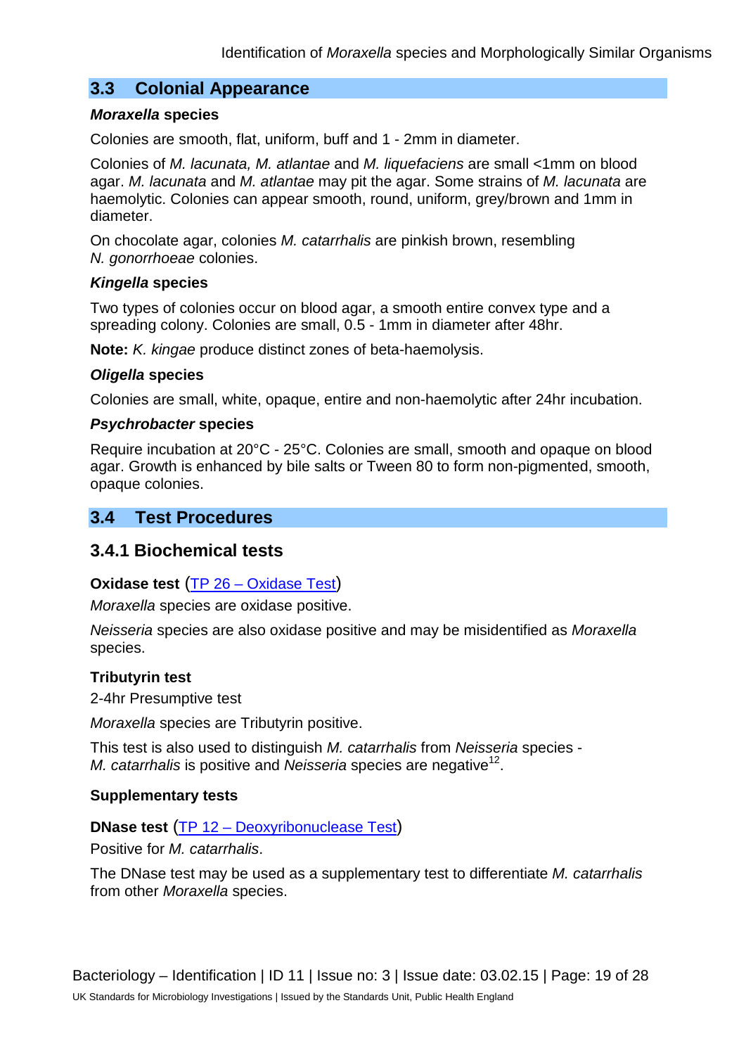## 3.3 Colonial Appearance

***Moraxella* species**

Colonies are smooth, flat, uniform, buff and 1 - 2mm in diameter.

Colonies of *M. lacunata, M. atlantae* and *M. liquefaciens* are small <1mm on blood agar. *M. lacunata* and *M. atlantae* may pit the agar. Some strains of *M. lacunata* are haemolytic. Colonies can appear smooth, round, uniform, grey/brown and 1mm in diameter.

On chocolate agar, colonies *M. catarrhalis* are pinkish brown, resembling *N. gonorrhoeae* colonies.

***Kingella* species**

Two types of colonies occur on blood agar, a smooth entire convex type and a spreading colony. Colonies are small, 0.5 - 1mm in diameter after 48hr.

**Note:** *K. kingae* produce distinct zones of beta-haemolysis.

***Oligella* species**

Colonies are small, white, opaque, entire and non-haemolytic after 24hr incubation.

***Psychrobacter* species**

Require incubation at 20°C - 25°C. Colonies are small, smooth and opaque on blood agar. Growth is enhanced by bile salts or Tween 80 to form non-pigmented, smooth, opaque colonies.

## 3.4 Test Procedures

### 3.4.1 Biochemical tests

**Oxidase test** (TP 26 – Oxidase Test)

*Moraxella* species are oxidase positive.

*Neisseria* species are also oxidase positive and may be misidentified as *Moraxella* species.

**Tributyrin test**

2-4hr Presumptive test

*Moraxella* species are Tributyrin positive.

This test is also used to distinguish *M. catarrhalis* from *Neisseria* species - *M. catarrhalis* is positive and *Neisseria* species are negative[12].

**Supplementary tests**

**DNase test** (TP 12 – Deoxyribonuclease Test)

Positive for *M. catarrhalis*.

The DNase test may be used as a supplementary test to differentiate *M. catarrhalis* from other *Moraxella* species.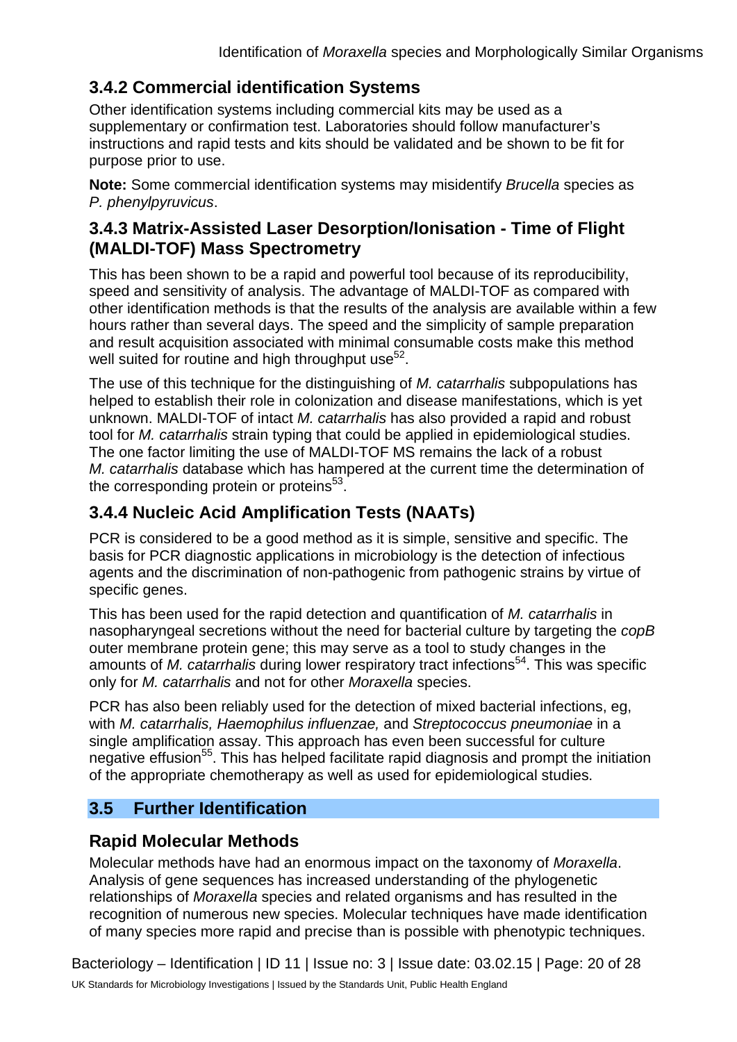### 3.4.2 Commercial identification Systems

Other identification systems including commercial kits may be used as a supplementary or confirmation test. Laboratories should follow manufacturer's instructions and rapid tests and kits should be validated and be shown to be fit for purpose prior to use.

**Note:** Some commercial identification systems may misidentify *Brucella* species as *P. phenylpyruvicus*.

### 3.4.3 Matrix-Assisted Laser Desorption/Ionisation - Time of Flight (MALDI-TOF) Mass Spectrometry

This has been shown to be a rapid and powerful tool because of its reproducibility, speed and sensitivity of analysis. The advantage of MALDI-TOF as compared with other identification methods is that the results of the analysis are available within a few hours rather than several days. The speed and the simplicity of sample preparation and result acquisition associated with minimal consumable costs make this method well suited for routine and high throughput use[52].

The use of this technique for the distinguishing of *M. catarrhalis* subpopulations has helped to establish their role in colonization and disease manifestations, which is yet unknown. MALDI-TOF of intact *M. catarrhalis* has also provided a rapid and robust tool for *M. catarrhalis* strain typing that could be applied in epidemiological studies. The one factor limiting the use of MALDI-TOF MS remains the lack of a robust *M. catarrhalis* database which has hampered at the current time the determination of the corresponding protein or proteins[53].

### 3.4.4 Nucleic Acid Amplification Tests (NAATs)

PCR is considered to be a good method as it is simple, sensitive and specific. The basis for PCR diagnostic applications in microbiology is the detection of infectious agents and the discrimination of non-pathogenic from pathogenic strains by virtue of specific genes.

This has been used for the rapid detection and quantification of *M. catarrhalis* in nasopharyngeal secretions without the need for bacterial culture by targeting the *copB* outer membrane protein gene; this may serve as a tool to study changes in the amounts of *M. catarrhalis* during lower respiratory tract infections[54]. This was specific only for *M. catarrhalis* and not for other *Moraxella* species.

PCR has also been reliably used for the detection of mixed bacterial infections, eg, with *M. catarrhalis, Haemophilus influenzae,* and *Streptococcus pneumoniae* in a single amplification assay. This approach has even been successful for culture negative effusion[55]. This has helped facilitate rapid diagnosis and prompt the initiation of the appropriate chemotherapy as well as used for epidemiological studies.

## 3.5 Further Identification

### Rapid Molecular Methods

Molecular methods have had an enormous impact on the taxonomy of *Moraxella*. Analysis of gene sequences has increased understanding of the phylogenetic relationships of *Moraxella* species and related organisms and has resulted in the recognition of numerous new species. Molecular techniques have made identification of many species more rapid and precise than is possible with phenotypic techniques.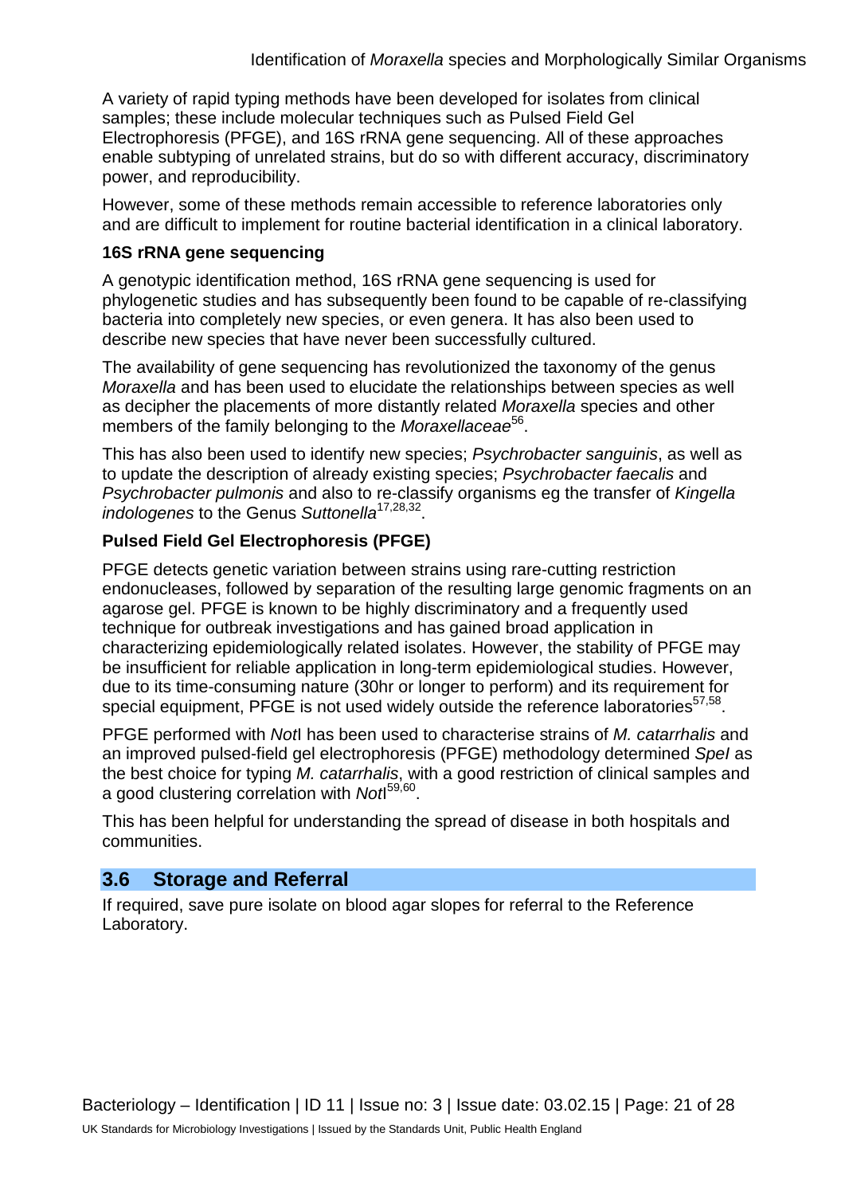A variety of rapid typing methods have been developed for isolates from clinical samples; these include molecular techniques such as Pulsed Field Gel Electrophoresis (PFGE), and 16S rRNA gene sequencing. All of these approaches enable subtyping of unrelated strains, but do so with different accuracy, discriminatory power, and reproducibility.

However, some of these methods remain accessible to reference laboratories only and are difficult to implement for routine bacterial identification in a clinical laboratory.

**16S rRNA gene sequencing**

A genotypic identification method, 16S rRNA gene sequencing is used for phylogenetic studies and has subsequently been found to be capable of re-classifying bacteria into completely new species, or even genera. It has also been used to describe new species that have never been successfully cultured.

The availability of gene sequencing has revolutionized the taxonomy of the genus *Moraxella* and has been used to elucidate the relationships between species as well as decipher the placements of more distantly related *Moraxella* species and other members of the family belonging to the *Moraxellaceae*[56].

This has also been used to identify new species; *Psychrobacter sanguinis*, as well as to update the description of already existing species; *Psychrobacter faecalis* and *Psychrobacter pulmonis* and also to re-classify organisms eg the transfer of *Kingella indologenes* to the Genus *Suttonella*[17,28,32].

**Pulsed Field Gel Electrophoresis (PFGE)**

PFGE detects genetic variation between strains using rare-cutting restriction endonucleases, followed by separation of the resulting large genomic fragments on an agarose gel. PFGE is known to be highly discriminatory and a frequently used technique for outbreak investigations and has gained broad application in characterizing epidemiologically related isolates. However, the stability of PFGE may be insufficient for reliable application in long-term epidemiological studies. However, due to its time-consuming nature (30hr or longer to perform) and its requirement for special equipment, PFGE is not used widely outside the reference laboratories[57,58].

PFGE performed with *Not*I has been used to characterise strains of *M. catarrhalis* and an improved pulsed-field gel electrophoresis (PFGE) methodology determined *SpeI* as the best choice for typing *M. catarrhalis*, with a good restriction of clinical samples and a good clustering correlation with *NotI*[59,60].

This has been helpful for understanding the spread of disease in both hospitals and communities.

## 3.6 Storage and Referral

If required, save pure isolate on blood agar slopes for referral to the Reference Laboratory.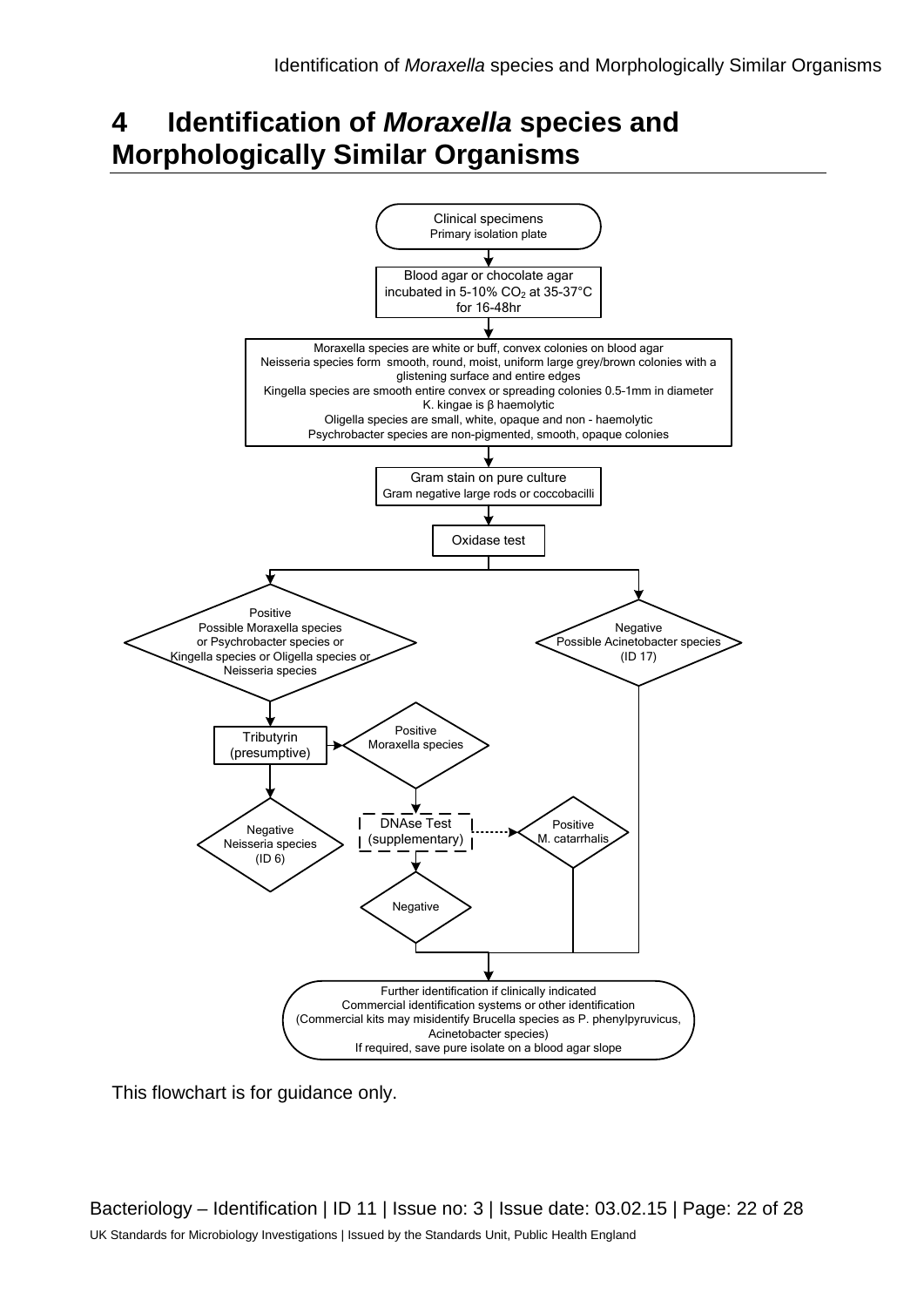# 4 Identification of *Moraxella* species and Morphologically Similar Organisms

Clinical specimens
Primary isolation plate

↓

Blood agar or chocolate agar incubated in 5-10% $CO_2$ at 35-37°C for 16-48hr

↓

Moraxella species are white or buff, convex colonies on blood agar
Neisseria species form smooth, round, moist, uniform large grey/brown colonies with a glistening surface and entire edges
Kingella species are smooth entire convex or spreading colonies 0.5-1mm in diameter
K. kingae is β haemolytic
Oligella species are small, white, opaque and non - haemolytic
Psychrobacter species are non-pigmented, smooth, opaque colonies

↓

Gram stain on pure culture
Gram negative large rods or coccobacilli

↓

Oxidase test

- Positive: Possible Moraxella species or Psychrobacter species or Kingella species or Oligella species or Neisseria species
  - Tributyrin (presumptive)
    - Positive: Moraxella species
      - DNAse Test (supplementary)
        - Positive: M. catarrhalis
        - Negative
    - Negative: Neisseria species (ID 6)
- Negative: Possible Acinetobacter species (ID 17)

↓

Further identification if clinically indicated
Commercial identification systems or other identification
(Commercial kits may misidentify Brucella species as P. phenylpyruvicus, Acinetobacter species)
If required, save pure isolate on a blood agar slope

This flowchart is for guidance only.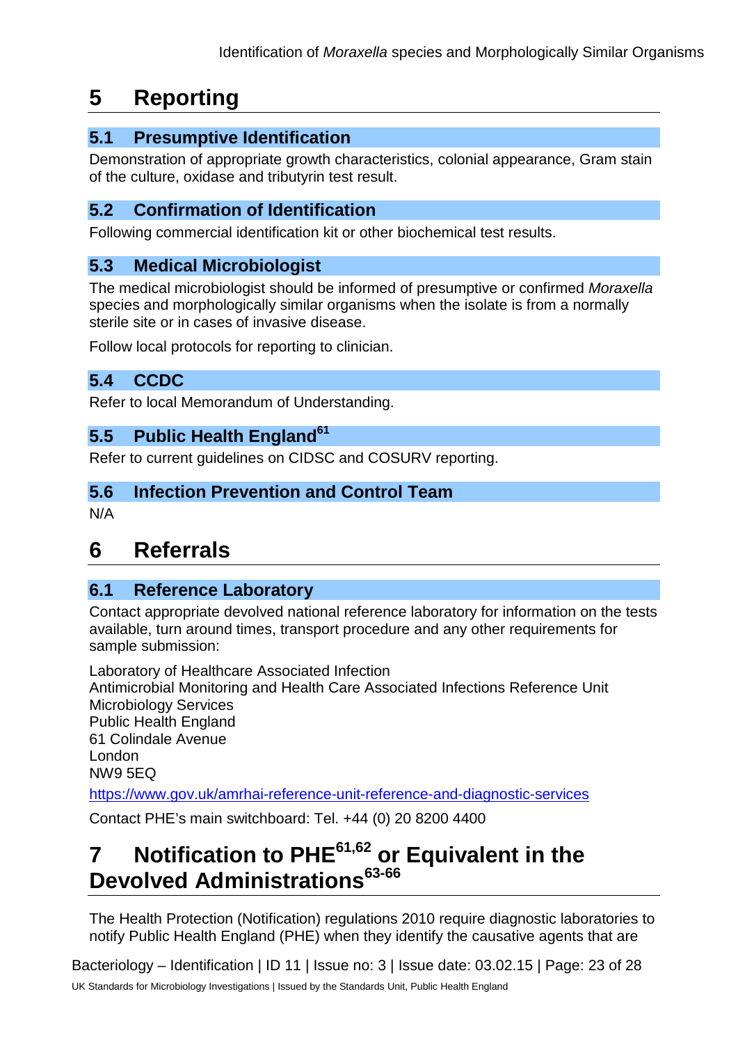# 5 Reporting

## 5.1 Presumptive Identification

Demonstration of appropriate growth characteristics, colonial appearance, Gram stain of the culture, oxidase and tributyrin test result.

## 5.2 Confirmation of Identification

Following commercial identification kit or other biochemical test results.

## 5.3 Medical Microbiologist

The medical microbiologist should be informed of presumptive or confirmed *Moraxella* species and morphologically similar organisms when the isolate is from a normally sterile site or in cases of invasive disease.

Follow local protocols for reporting to clinician.

## 5.4 CCDC

Refer to local Memorandum of Understanding.

## 5.5 Public Health England[61]

Refer to current guidelines on CIDSC and COSURV reporting.

## 5.6 Infection Prevention and Control Team

N/A

# 6 Referrals

## 6.1 Reference Laboratory

Contact appropriate devolved national reference laboratory for information on the tests available, turn around times, transport procedure and any other requirements for sample submission:

Laboratory of Healthcare Associated Infection
Antimicrobial Monitoring and Health Care Associated Infections Reference Unit
Microbiology Services
Public Health England
61 Colindale Avenue
London
NW9 5EQ

https://www.gov.uk/amrhai-reference-unit-reference-and-diagnostic-services

Contact PHE's main switchboard: Tel. +44 (0) 20 8200 4400

# 7 Notification to PHE[61,62] or Equivalent in the Devolved Administrations[63-66]

The Health Protection (Notification) regulations 2010 require diagnostic laboratories to notify Public Health England (PHE) when they identify the causative agents that are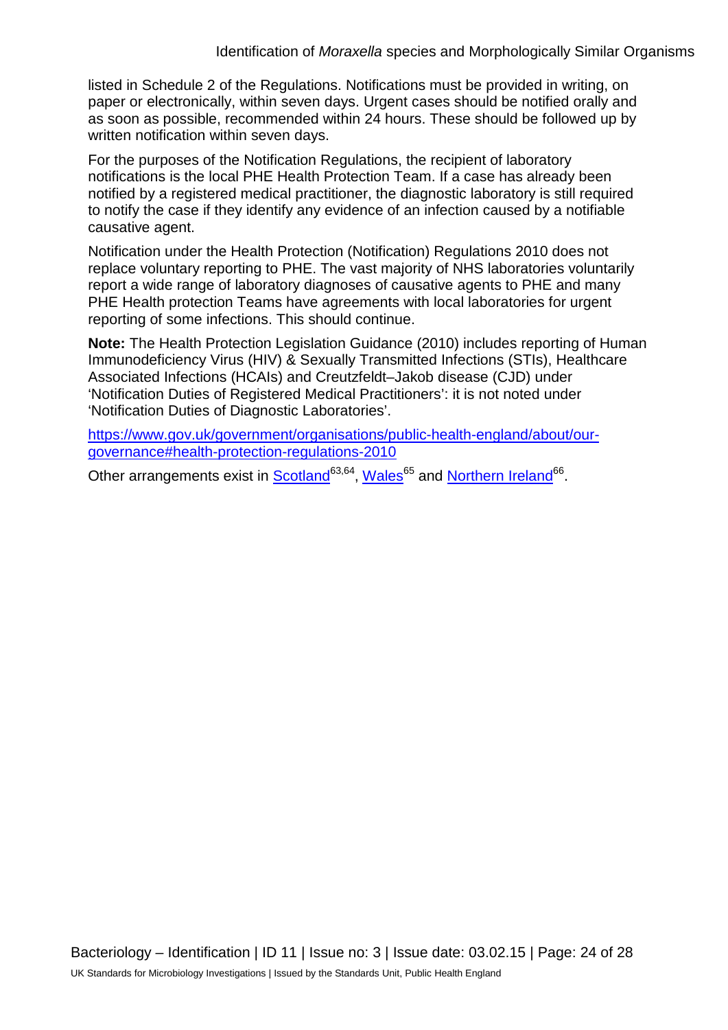listed in Schedule 2 of the Regulations. Notifications must be provided in writing, on paper or electronically, within seven days. Urgent cases should be notified orally and as soon as possible, recommended within 24 hours. These should be followed up by written notification within seven days.

For the purposes of the Notification Regulations, the recipient of laboratory notifications is the local PHE Health Protection Team. If a case has already been notified by a registered medical practitioner, the diagnostic laboratory is still required to notify the case if they identify any evidence of an infection caused by a notifiable causative agent.

Notification under the Health Protection (Notification) Regulations 2010 does not replace voluntary reporting to PHE. The vast majority of NHS laboratories voluntarily report a wide range of laboratory diagnoses of causative agents to PHE and many PHE Health protection Teams have agreements with local laboratories for urgent reporting of some infections. This should continue.

**Note:** The Health Protection Legislation Guidance (2010) includes reporting of Human Immunodeficiency Virus (HIV) & Sexually Transmitted Infections (STIs), Healthcare Associated Infections (HCAIs) and Creutzfeldt–Jakob disease (CJD) under 'Notification Duties of Registered Medical Practitioners': it is not noted under 'Notification Duties of Diagnostic Laboratories'.

https://www.gov.uk/government/organisations/public-health-england/about/our-governance#health-protection-regulations-2010

Other arrangements exist in Scotland[63,64], Wales[65] and Northern Ireland[66].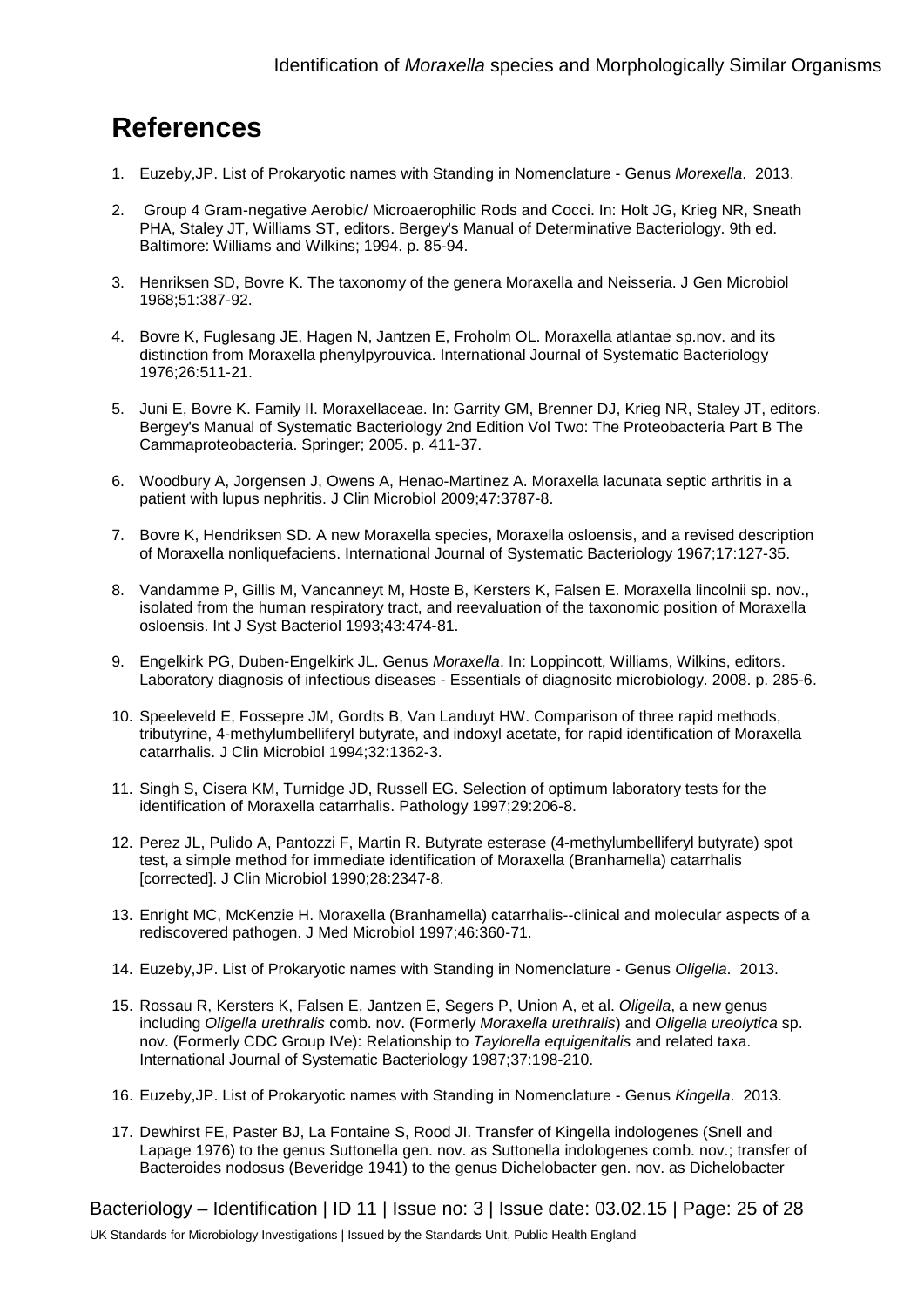## References

1. Euzeby,JP. List of Prokaryotic names with Standing in Nomenclature - Genus *Morexella*. 2013.

2. Group 4 Gram-negative Aerobic/ Microaerophilic Rods and Cocci. In: Holt JG, Krieg NR, Sneath PHA, Staley JT, Williams ST, editors. Bergey's Manual of Determinative Bacteriology. 9th ed. Baltimore: Williams and Wilkins; 1994. p. 85-94.

3. Henriksen SD, Bovre K. The taxonomy of the genera Moraxella and Neisseria. J Gen Microbiol 1968;51:387-92.

4. Bovre K, Fuglesang JE, Hagen N, Jantzen E, Froholm OL. Moraxella atlantae sp.nov. and its distinction from Moraxella phenylpyrouvica. International Journal of Systematic Bacteriology 1976;26:511-21.

5. Juni E, Bovre K. Family II. Moraxellaceae. In: Garrity GM, Brenner DJ, Krieg NR, Staley JT, editors. Bergey's Manual of Systematic Bacteriology 2nd Edition Vol Two: The Proteobacteria Part B The Cammaproteobacteria. Springer; 2005. p. 411-37.

6. Woodbury A, Jorgensen J, Owens A, Henao-Martinez A. Moraxella lacunata septic arthritis in a patient with lupus nephritis. J Clin Microbiol 2009;47:3787-8.

7. Bovre K, Hendriksen SD. A new Moraxella species, Moraxella osloensis, and a revised description of Moraxella nonliquefaciens. International Journal of Systematic Bacteriology 1967;17:127-35.

8. Vandamme P, Gillis M, Vancanneyt M, Hoste B, Kersters K, Falsen E. Moraxella lincolnii sp. nov., isolated from the human respiratory tract, and reevaluation of the taxonomic position of Moraxella osloensis. Int J Syst Bacteriol 1993;43:474-81.

9. Engelkirk PG, Duben-Engelkirk JL. Genus *Moraxella*. In: Loppincott, Williams, Wilkins, editors. Laboratory diagnosis of infectious diseases - Essentials of diagnositc microbiology. 2008. p. 285-6.

10. Speeleveld E, Fossepre JM, Gordts B, Van Landuyt HW. Comparison of three rapid methods, tributyrine, 4-methylumbelliferyl butyrate, and indoxyl acetate, for rapid identification of Moraxella catarrhalis. J Clin Microbiol 1994;32:1362-3.

11. Singh S, Cisera KM, Turnidge JD, Russell EG. Selection of optimum laboratory tests for the identification of Moraxella catarrhalis. Pathology 1997;29:206-8.

12. Perez JL, Pulido A, Pantozzi F, Martin R. Butyrate esterase (4-methylumbelliferyl butyrate) spot test, a simple method for immediate identification of Moraxella (Branhamella) catarrhalis [corrected]. J Clin Microbiol 1990;28:2347-8.

13. Enright MC, McKenzie H. Moraxella (Branhamella) catarrhalis--clinical and molecular aspects of a rediscovered pathogen. J Med Microbiol 1997;46:360-71.

14. Euzeby,JP. List of Prokaryotic names with Standing in Nomenclature - Genus *Oligella*. 2013.

15. Rossau R, Kersters K, Falsen E, Jantzen E, Segers P, Union A, et al. *Oligella*, a new genus including *Oligella urethralis* comb. nov. (Formerly *Moraxella urethralis*) and *Oligella ureolytica* sp. nov. (Formerly CDC Group IVe): Relationship to *Taylorella equigenitalis* and related taxa. International Journal of Systematic Bacteriology 1987;37:198-210.

16. Euzeby,JP. List of Prokaryotic names with Standing in Nomenclature - Genus *Kingella*. 2013.

17. Dewhirst FE, Paster BJ, La Fontaine S, Rood JI. Transfer of Kingella indologenes (Snell and Lapage 1976) to the genus Suttonella gen. nov. as Suttonella indologenes comb. nov.; transfer of Bacteroides nodosus (Beveridge 1941) to the genus Dichelobacter gen. nov. as Dichelobacter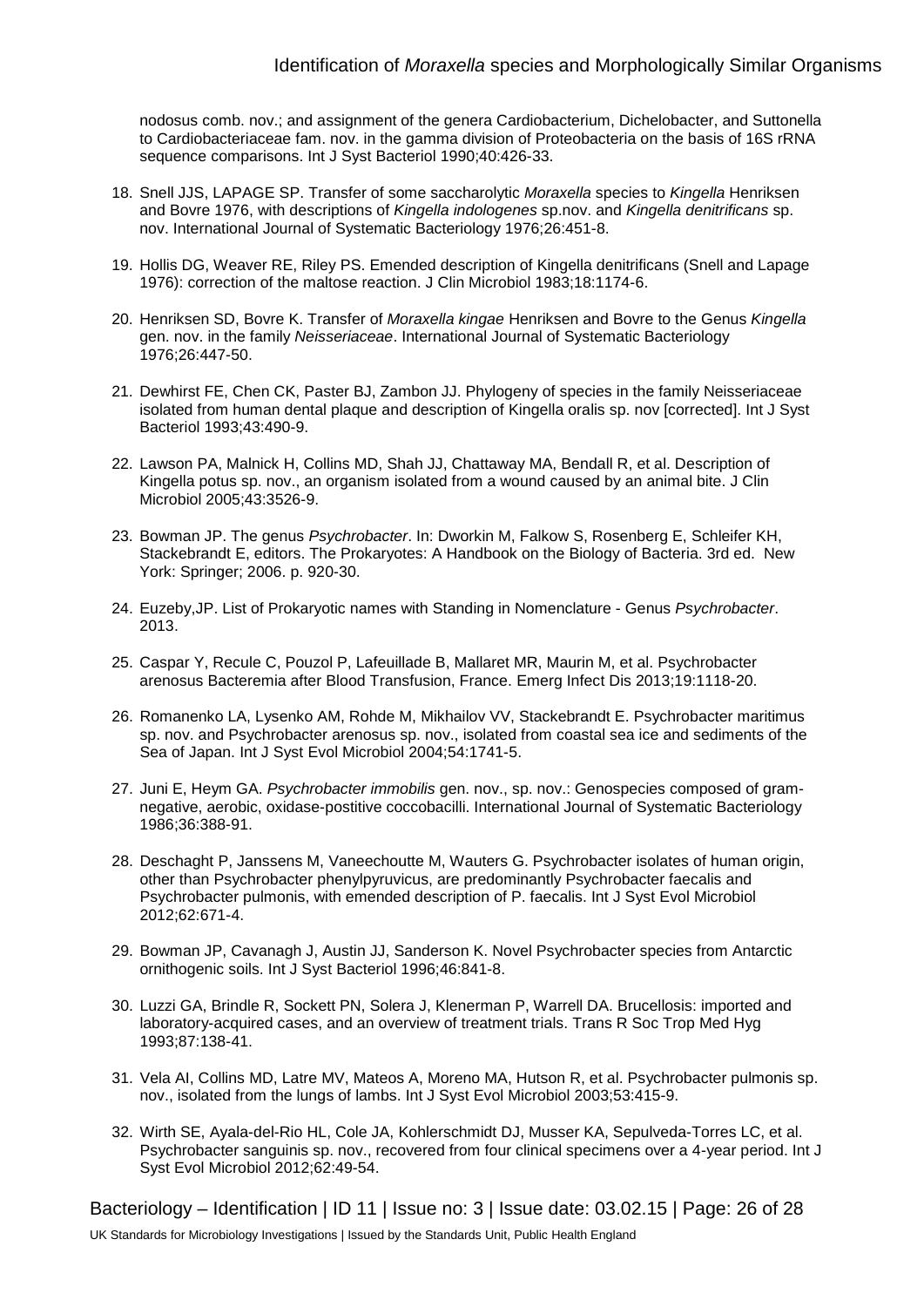nodosus comb. nov.; and assignment of the genera Cardiobacterium, Dichelobacter, and Suttonella to Cardiobacteriaceae fam. nov. in the gamma division of Proteobacteria on the basis of 16S rRNA sequence comparisons. Int J Syst Bacteriol 1990;40:426-33.

18. Snell JJS, LAPAGE SP. Transfer of some saccharolytic *Moraxella* species to *Kingella* Henriksen and Bovre 1976, with descriptions of *Kingella indologenes* sp.nov. and *Kingella denitrificans* sp. nov. International Journal of Systematic Bacteriology 1976;26:451-8.

19. Hollis DG, Weaver RE, Riley PS. Emended description of Kingella denitrificans (Snell and Lapage 1976): correction of the maltose reaction. J Clin Microbiol 1983;18:1174-6.

20. Henriksen SD, Bovre K. Transfer of *Moraxella kingae* Henriksen and Bovre to the Genus *Kingella* gen. nov. in the family *Neisseriaceae*. International Journal of Systematic Bacteriology 1976;26:447-50.

21. Dewhirst FE, Chen CK, Paster BJ, Zambon JJ. Phylogeny of species in the family Neisseriaceae isolated from human dental plaque and description of Kingella oralis sp. nov [corrected]. Int J Syst Bacteriol 1993;43:490-9.

22. Lawson PA, Malnick H, Collins MD, Shah JJ, Chattaway MA, Bendall R, et al. Description of Kingella potus sp. nov., an organism isolated from a wound caused by an animal bite. J Clin Microbiol 2005;43:3526-9.

23. Bowman JP. The genus *Psychrobacter*. In: Dworkin M, Falkow S, Rosenberg E, Schleifer KH, Stackebrandt E, editors. The Prokaryotes: A Handbook on the Biology of Bacteria. 3rd ed. New York: Springer; 2006. p. 920-30.

24. Euzeby,JP. List of Prokaryotic names with Standing in Nomenclature - Genus *Psychrobacter*. 2013.

25. Caspar Y, Recule C, Pouzol P, Lafeuillade B, Mallaret MR, Maurin M, et al. Psychrobacter arenosus Bacteremia after Blood Transfusion, France. Emerg Infect Dis 2013;19:1118-20.

26. Romanenko LA, Lysenko AM, Rohde M, Mikhailov VV, Stackebrandt E. Psychrobacter maritimus sp. nov. and Psychrobacter arenosus sp. nov., isolated from coastal sea ice and sediments of the Sea of Japan. Int J Syst Evol Microbiol 2004;54:1741-5.

27. Juni E, Heym GA. *Psychrobacter immobilis* gen. nov., sp. nov.: Genospecies composed of gram-negative, aerobic, oxidase-postitive coccobacilli. International Journal of Systematic Bacteriology 1986;36:388-91.

28. Deschaght P, Janssens M, Vaneechoutte M, Wauters G. Psychrobacter isolates of human origin, other than Psychrobacter phenylpyruvicus, are predominantly Psychrobacter faecalis and Psychrobacter pulmonis, with emended description of P. faecalis. Int J Syst Evol Microbiol 2012;62:671-4.

29. Bowman JP, Cavanagh J, Austin JJ, Sanderson K. Novel Psychrobacter species from Antarctic ornithogenic soils. Int J Syst Bacteriol 1996;46:841-8.

30. Luzzi GA, Brindle R, Sockett PN, Solera J, Klenerman P, Warrell DA. Brucellosis: imported and laboratory-acquired cases, and an overview of treatment trials. Trans R Soc Trop Med Hyg 1993;87:138-41.

31. Vela AI, Collins MD, Latre MV, Mateos A, Moreno MA, Hutson R, et al. Psychrobacter pulmonis sp. nov., isolated from the lungs of lambs. Int J Syst Evol Microbiol 2003;53:415-9.

32. Wirth SE, Ayala-del-Rio HL, Cole JA, Kohlerschmidt DJ, Musser KA, Sepulveda-Torres LC, et al. Psychrobacter sanguinis sp. nov., recovered from four clinical specimens over a 4-year period. Int J Syst Evol Microbiol 2012;62:49-54.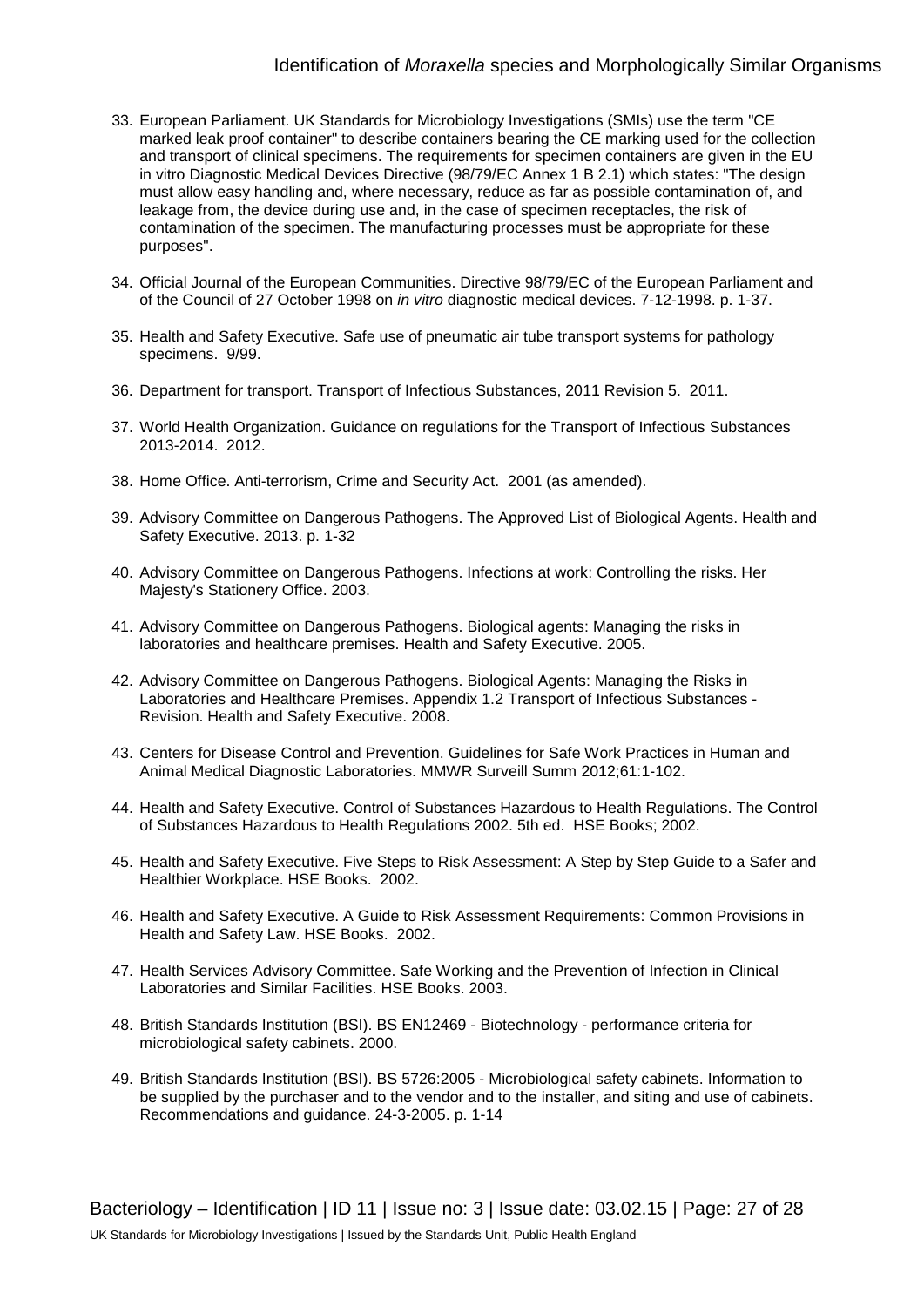33. European Parliament. UK Standards for Microbiology Investigations (SMIs) use the term "CE marked leak proof container" to describe containers bearing the CE marking used for the collection and transport of clinical specimens. The requirements for specimen containers are given in the EU in vitro Diagnostic Medical Devices Directive (98/79/EC Annex 1 B 2.1) which states: "The design must allow easy handling and, where necessary, reduce as far as possible contamination of, and leakage from, the device during use and, in the case of specimen receptacles, the risk of contamination of the specimen. The manufacturing processes must be appropriate for these purposes".

34. Official Journal of the European Communities. Directive 98/79/EC of the European Parliament and of the Council of 27 October 1998 on *in vitro* diagnostic medical devices. 7-12-1998. p. 1-37.

35. Health and Safety Executive. Safe use of pneumatic air tube transport systems for pathology specimens. 9/99.

36. Department for transport. Transport of Infectious Substances, 2011 Revision 5. 2011.

37. World Health Organization. Guidance on regulations for the Transport of Infectious Substances 2013-2014. 2012.

38. Home Office. Anti-terrorism, Crime and Security Act. 2001 (as amended).

39. Advisory Committee on Dangerous Pathogens. The Approved List of Biological Agents. Health and Safety Executive. 2013. p. 1-32

40. Advisory Committee on Dangerous Pathogens. Infections at work: Controlling the risks. Her Majesty's Stationery Office. 2003.

41. Advisory Committee on Dangerous Pathogens. Biological agents: Managing the risks in laboratories and healthcare premises. Health and Safety Executive. 2005.

42. Advisory Committee on Dangerous Pathogens. Biological Agents: Managing the Risks in Laboratories and Healthcare Premises. Appendix 1.2 Transport of Infectious Substances - Revision. Health and Safety Executive. 2008.

43. Centers for Disease Control and Prevention. Guidelines for Safe Work Practices in Human and Animal Medical Diagnostic Laboratories. MMWR Surveill Summ 2012;61:1-102.

44. Health and Safety Executive. Control of Substances Hazardous to Health Regulations. The Control of Substances Hazardous to Health Regulations 2002. 5th ed. HSE Books; 2002.

45. Health and Safety Executive. Five Steps to Risk Assessment: A Step by Step Guide to a Safer and Healthier Workplace. HSE Books. 2002.

46. Health and Safety Executive. A Guide to Risk Assessment Requirements: Common Provisions in Health and Safety Law. HSE Books. 2002.

47. Health Services Advisory Committee. Safe Working and the Prevention of Infection in Clinical Laboratories and Similar Facilities. HSE Books. 2003.

48. British Standards Institution (BSI). BS EN12469 - Biotechnology - performance criteria for microbiological safety cabinets. 2000.

49. British Standards Institution (BSI). BS 5726:2005 - Microbiological safety cabinets. Information to be supplied by the purchaser and to the vendor and to the installer, and siting and use of cabinets. Recommendations and guidance. 24-3-2005. p. 1-14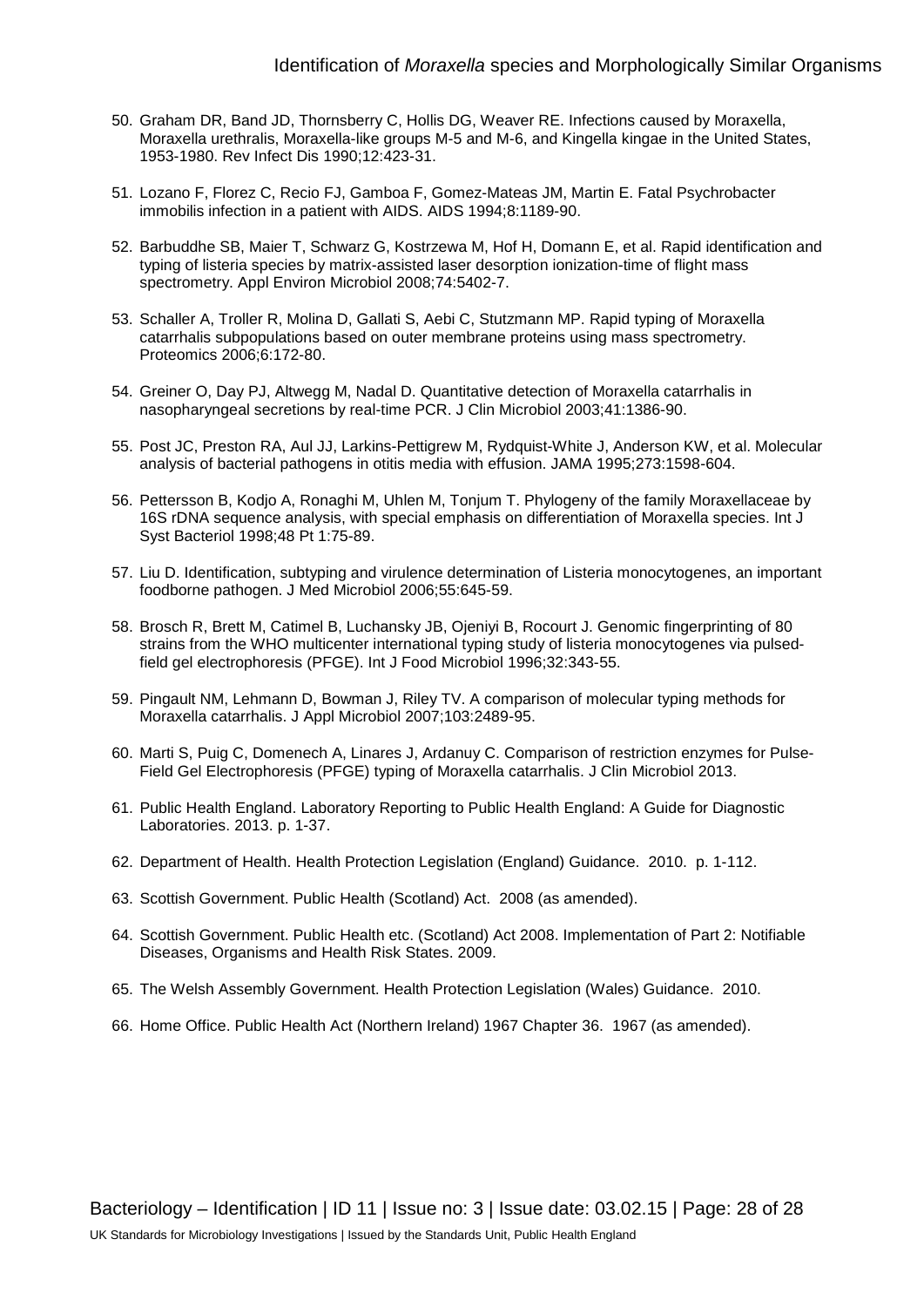50. Graham DR, Band JD, Thornsberry C, Hollis DG, Weaver RE. Infections caused by Moraxella, Moraxella urethralis, Moraxella-like groups M-5 and M-6, and Kingella kingae in the United States, 1953-1980. Rev Infect Dis 1990;12:423-31.

51. Lozano F, Florez C, Recio FJ, Gamboa F, Gomez-Mateas JM, Martin E. Fatal Psychrobacter immobilis infection in a patient with AIDS. AIDS 1994;8:1189-90.

52. Barbuddhe SB, Maier T, Schwarz G, Kostrzewa M, Hof H, Domann E, et al. Rapid identification and typing of listeria species by matrix-assisted laser desorption ionization-time of flight mass spectrometry. Appl Environ Microbiol 2008;74:5402-7.

53. Schaller A, Troller R, Molina D, Gallati S, Aebi C, Stutzmann MP. Rapid typing of Moraxella catarrhalis subpopulations based on outer membrane proteins using mass spectrometry. Proteomics 2006;6:172-80.

54. Greiner O, Day PJ, Altwegg M, Nadal D. Quantitative detection of Moraxella catarrhalis in nasopharyngeal secretions by real-time PCR. J Clin Microbiol 2003;41:1386-90.

55. Post JC, Preston RA, Aul JJ, Larkins-Pettigrew M, Rydquist-White J, Anderson KW, et al. Molecular analysis of bacterial pathogens in otitis media with effusion. JAMA 1995;273:1598-604.

56. Pettersson B, Kodjo A, Ronaghi M, Uhlen M, Tonjum T. Phylogeny of the family Moraxellaceae by 16S rDNA sequence analysis, with special emphasis on differentiation of Moraxella species. Int J Syst Bacteriol 1998;48 Pt 1:75-89.

57. Liu D. Identification, subtyping and virulence determination of Listeria monocytogenes, an important foodborne pathogen. J Med Microbiol 2006;55:645-59.

58. Brosch R, Brett M, Catimel B, Luchansky JB, Ojeniyi B, Rocourt J. Genomic fingerprinting of 80 strains from the WHO multicenter international typing study of listeria monocytogenes via pulsed-field gel electrophoresis (PFGE). Int J Food Microbiol 1996;32:343-55.

59. Pingault NM, Lehmann D, Bowman J, Riley TV. A comparison of molecular typing methods for Moraxella catarrhalis. J Appl Microbiol 2007;103:2489-95.

60. Marti S, Puig C, Domenech A, Linares J, Ardanuy C. Comparison of restriction enzymes for Pulse-Field Gel Electrophoresis (PFGE) typing of Moraxella catarrhalis. J Clin Microbiol 2013.

61. Public Health England. Laboratory Reporting to Public Health England: A Guide for Diagnostic Laboratories. 2013. p. 1-37.

62. Department of Health. Health Protection Legislation (England) Guidance. 2010. p. 1-112.

63. Scottish Government. Public Health (Scotland) Act. 2008 (as amended).

64. Scottish Government. Public Health etc. (Scotland) Act 2008. Implementation of Part 2: Notifiable Diseases, Organisms and Health Risk States. 2009.

65. The Welsh Assembly Government. Health Protection Legislation (Wales) Guidance. 2010.

66. Home Office. Public Health Act (Northern Ireland) 1967 Chapter 36. 1967 (as amended).